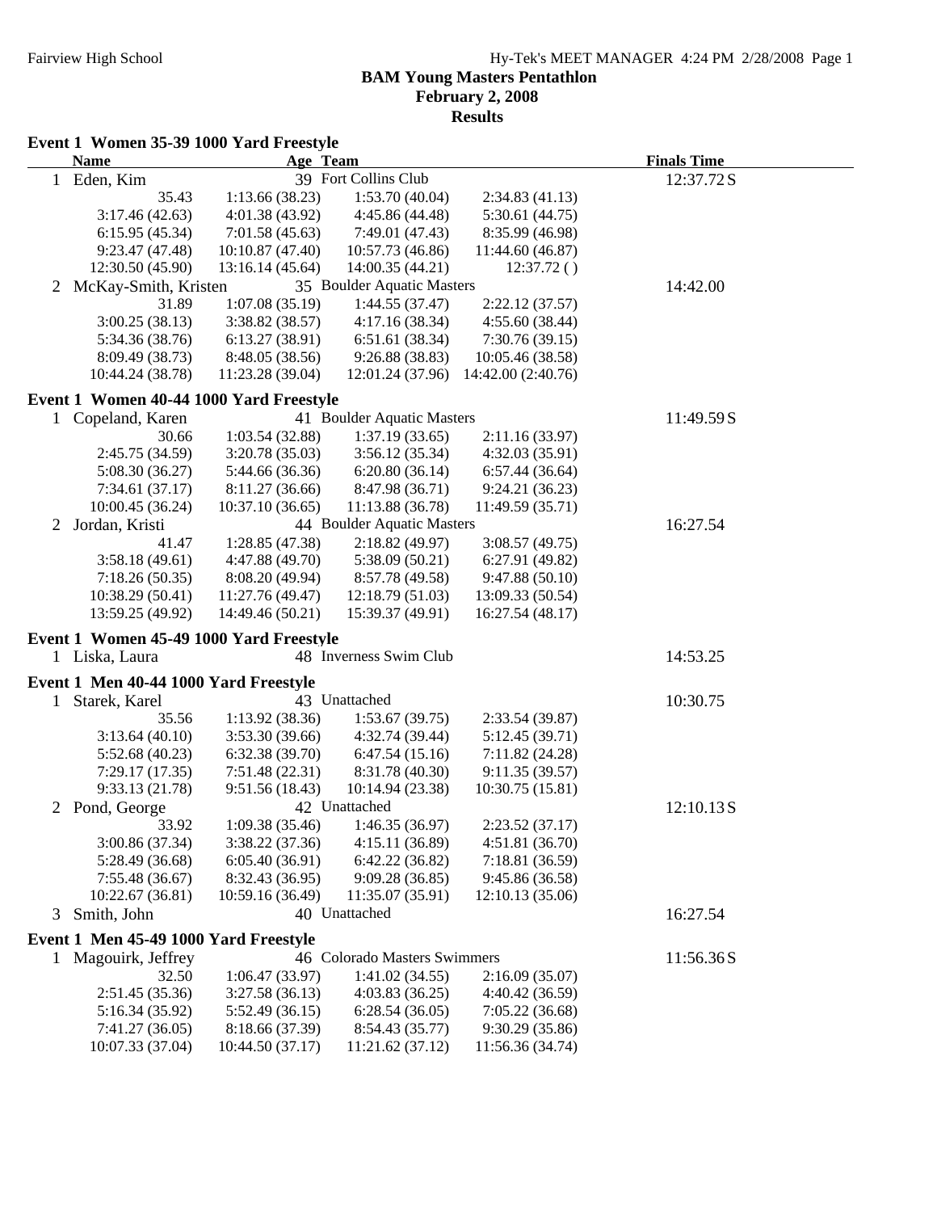# BAM Young Masters Pentathlon

**February 2, 2008**

**Results**

## Event 1 Women 35-39 1000 Yard Freestyle

| | Name | Age | Team | | Finals Time |
|---|---|---|---|---|---|
| 1 | Eden, Kim | 39 | Fort Collins Club | | 12:37.72 S |
| | 35.43 | 1:13.66 (38.23) | 1:53.70 (40.04) | 2:34.83 (41.13) | |
| | 3:17.46 (42.63) | 4:01.38 (43.92) | 4:45.86 (44.48) | 5:30.61 (44.75) | |
| | 6:15.95 (45.34) | 7:01.58 (45.63) | 7:49.01 (47.43) | 8:35.99 (46.98) | |
| | 9:23.47 (47.48) | 10:10.87 (47.40) | 10:57.73 (46.86) | 11:44.60 (46.87) | |
| | 12:30.50 (45.90) | 13:16.14 (45.64) | 14:00.35 (44.21) | 12:37.72 ( ) | |
| 2 | McKay-Smith, Kristen | 35 | Boulder Aquatic Masters | | 14:42.00 |
| | 31.89 | 1:07.08 (35.19) | 1:44.55 (37.47) | 2:22.12 (37.57) | |
| | 3:00.25 (38.13) | 3:38.82 (38.57) | 4:17.16 (38.34) | 4:55.60 (38.44) | |
| | 5:34.36 (38.76) | 6:13.27 (38.91) | 6:51.61 (38.34) | 7:30.76 (39.15) | |
| | 8:09.49 (38.73) | 8:48.05 (38.56) | 9:26.88 (38.83) | 10:05.46 (38.58) | |
| | 10:44.24 (38.78) | 11:23.28 (39.04) | 12:01.24 (37.96) | 14:42.00 (2:40.76) | |

## Event 1 Women 40-44 1000 Yard Freestyle

| | Name | Age | Team | | Finals Time |
|---|---|---|---|---|---|
| 1 | Copeland, Karen | 41 | Boulder Aquatic Masters | | 11:49.59 S |
| | 30.66 | 1:03.54 (32.88) | 1:37.19 (33.65) | 2:11.16 (33.97) | |
| | 2:45.75 (34.59) | 3:20.78 (35.03) | 3:56.12 (35.34) | 4:32.03 (35.91) | |
| | 5:08.30 (36.27) | 5:44.66 (36.36) | 6:20.80 (36.14) | 6:57.44 (36.64) | |
| | 7:34.61 (37.17) | 8:11.27 (36.66) | 8:47.98 (36.71) | 9:24.21 (36.23) | |
| | 10:00.45 (36.24) | 10:37.10 (36.65) | 11:13.88 (36.78) | 11:49.59 (35.71) | |
| 2 | Jordan, Kristi | 44 | Boulder Aquatic Masters | | 16:27.54 |
| | 41.47 | 1:28.85 (47.38) | 2:18.82 (49.97) | 3:08.57 (49.75) | |
| | 3:58.18 (49.61) | 4:47.88 (49.70) | 5:38.09 (50.21) | 6:27.91 (49.82) | |
| | 7:18.26 (50.35) | 8:08.20 (49.94) | 8:57.78 (49.58) | 9:47.88 (50.10) | |
| | 10:38.29 (50.41) | 11:27.76 (49.47) | 12:18.79 (51.03) | 13:09.33 (50.54) | |
| | 13:59.25 (49.92) | 14:49.46 (50.21) | 15:39.37 (49.91) | 16:27.54 (48.17) | |

## Event 1 Women 45-49 1000 Yard Freestyle

| | Name | Age | Team | | Finals Time |
|---|---|---|---|---|---|
| 1 | Liska, Laura | 48 | Inverness Swim Club | | 14:53.25 |

## Event 1 Men 40-44 1000 Yard Freestyle

| | Name | Age | Team | | Finals Time |
|---|---|---|---|---|---|
| 1 | Starek, Karel | 43 | Unattached | | 10:30.75 |
| | 35.56 | 1:13.92 (38.36) | 1:53.67 (39.75) | 2:33.54 (39.87) | |
| | 3:13.64 (40.10) | 3:53.30 (39.66) | 4:32.74 (39.44) | 5:12.45 (39.71) | |
| | 5:52.68 (40.23) | 6:32.38 (39.70) | 6:47.54 (15.16) | 7:11.82 (24.28) | |
| | 7:29.17 (17.35) | 7:51.48 (22.31) | 8:31.78 (40.30) | 9:11.35 (39.57) | |
| | 9:33.13 (21.78) | 9:51.56 (18.43) | 10:14.94 (23.38) | 10:30.75 (15.81) | |
| 2 | Pond, George | 42 | Unattached | | 12:10.13 S |
| | 33.92 | 1:09.38 (35.46) | 1:46.35 (36.97) | 2:23.52 (37.17) | |
| | 3:00.86 (37.34) | 3:38.22 (37.36) | 4:15.11 (36.89) | 4:51.81 (36.70) | |
| | 5:28.49 (36.68) | 6:05.40 (36.91) | 6:42.22 (36.82) | 7:18.81 (36.59) | |
| | 7:55.48 (36.67) | 8:32.43 (36.95) | 9:09.28 (36.85) | 9:45.86 (36.58) | |
| | 10:22.67 (36.81) | 10:59.16 (36.49) | 11:35.07 (35.91) | 12:10.13 (35.06) | |
| 3 | Smith, John | 40 | Unattached | | 16:27.54 |

## Event 1 Men 45-49 1000 Yard Freestyle

| | Name | Age | Team | | Finals Time |
|---|---|---|---|---|---|
| 1 | Magouirk, Jeffrey | 46 | Colorado Masters Swimmers | | 11:56.36 S |
| | 32.50 | 1:06.47 (33.97) | 1:41.02 (34.55) | 2:16.09 (35.07) | |
| | 2:51.45 (35.36) | 3:27.58 (36.13) | 4:03.83 (36.25) | 4:40.42 (36.59) | |
| | 5:16.34 (35.92) | 5:52.49 (36.15) | 6:28.54 (36.05) | 7:05.22 (36.68) | |
| | 7:41.27 (36.05) | 8:18.66 (37.39) | 8:54.43 (35.77) | 9:30.29 (35.86) | |
| | 10:07.33 (37.04) | 10:44.50 (37.17) | 11:21.62 (37.12) | 11:56.36 (34.74) | |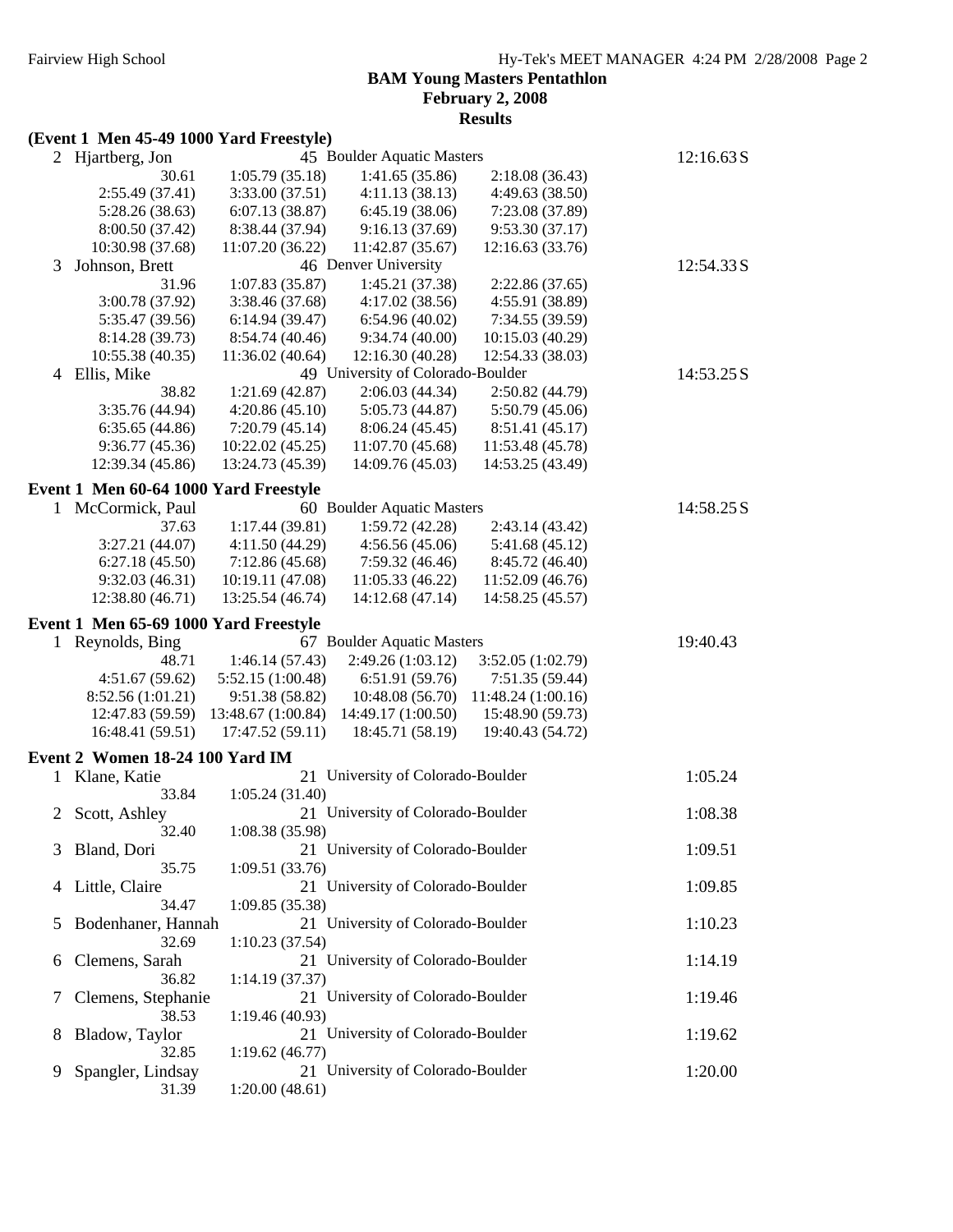**BAM Young Masters Pentathlon**
**February 2, 2008**
**Results**

### (Event 1 Men 45-49 1000 Yard Freestyle)

2 Hjartberg, Jon — 45 Boulder Aquatic Masters — 12:16.63 S

| | | | |
|---|---|---|---|
| 30.61 | 1:05.79 (35.18) | 1:41.65 (35.86) | 2:18.08 (36.43) |
| 2:55.49 (37.41) | 3:33.00 (37.51) | 4:11.13 (38.13) | 4:49.63 (38.50) |
| 5:28.26 (38.63) | 6:07.13 (38.87) | 6:45.19 (38.06) | 7:23.08 (37.89) |
| 8:00.50 (37.42) | 8:38.44 (37.94) | 9:16.13 (37.69) | 9:53.30 (37.17) |
| 10:30.98 (37.68) | 11:07.20 (36.22) | 11:42.87 (35.67) | 12:16.63 (33.76) |

3 Johnson, Brett — 46 Denver University — 12:54.33 S

| | | | |
|---|---|---|---|
| 31.96 | 1:07.83 (35.87) | 1:45.21 (37.38) | 2:22.86 (37.65) |
| 3:00.78 (37.92) | 3:38.46 (37.68) | 4:17.02 (38.56) | 4:55.91 (38.89) |
| 5:35.47 (39.56) | 6:14.94 (39.47) | 6:54.96 (40.02) | 7:34.55 (39.59) |
| 8:14.28 (39.73) | 8:54.74 (40.46) | 9:34.74 (40.00) | 10:15.03 (40.29) |
| 10:55.38 (40.35) | 11:36.02 (40.64) | 12:16.30 (40.28) | 12:54.33 (38.03) |

4 Ellis, Mike — 49 University of Colorado-Boulder — 14:53.25 S

| | | | |
|---|---|---|---|
| 38.82 | 1:21.69 (42.87) | 2:06.03 (44.34) | 2:50.82 (44.79) |
| 3:35.76 (44.94) | 4:20.86 (45.10) | 5:05.73 (44.87) | 5:50.79 (45.06) |
| 6:35.65 (44.86) | 7:20.79 (45.14) | 8:06.24 (45.45) | 8:51.41 (45.17) |
| 9:36.77 (45.36) | 10:22.02 (45.25) | 11:07.70 (45.68) | 11:53.48 (45.78) |
| 12:39.34 (45.86) | 13:24.73 (45.39) | 14:09.76 (45.03) | 14:53.25 (43.49) |

### Event 1 Men 60-64 1000 Yard Freestyle

1 McCormick, Paul — 60 Boulder Aquatic Masters — 14:58.25 S

| | | | |
|---|---|---|---|
| 37.63 | 1:17.44 (39.81) | 1:59.72 (42.28) | 2:43.14 (43.42) |
| 3:27.21 (44.07) | 4:11.50 (44.29) | 4:56.56 (45.06) | 5:41.68 (45.12) |
| 6:27.18 (45.50) | 7:12.86 (45.68) | 7:59.32 (46.46) | 8:45.72 (46.40) |
| 9:32.03 (46.31) | 10:19.11 (47.08) | 11:05.33 (46.22) | 11:52.09 (46.76) |
| 12:38.80 (46.71) | 13:25.54 (46.74) | 14:12.68 (47.14) | 14:58.25 (45.57) |

### Event 1 Men 65-69 1000 Yard Freestyle

1 Reynolds, Bing — 67 Boulder Aquatic Masters — 19:40.43

| | | | |
|---|---|---|---|
| 48.71 | 1:46.14 (57.43) | 2:49.26 (1:03.12) | 3:52.05 (1:02.79) |
| 4:51.67 (59.62) | 5:52.15 (1:00.48) | 6:51.91 (59.76) | 7:51.35 (59.44) |
| 8:52.56 (1:01.21) | 9:51.38 (58.82) | 10:48.08 (56.70) | 11:48.24 (1:00.16) |
| 12:47.83 (59.59) | 13:48.67 (1:00.84) | 14:49.17 (1:00.50) | 15:48.90 (59.73) |
| 16:48.41 (59.51) | 17:47.52 (59.11) | 18:45.71 (58.19) | 19:40.43 (54.72) |

### Event 2 Women 18-24 100 Yard IM

| Place | Name | Age | Team | Time | Split 1 | Split 2 |
|---|---|---|---|---|---|---|
| 1 | Klane, Katie | 21 | University of Colorado-Boulder | 1:05.24 | 33.84 | 1:05.24 (31.40) |
| 2 | Scott, Ashley | 21 | University of Colorado-Boulder | 1:08.38 | 32.40 | 1:08.38 (35.98) |
| 3 | Bland, Dori | 21 | University of Colorado-Boulder | 1:09.51 | 35.75 | 1:09.51 (33.76) |
| 4 | Little, Claire | 21 | University of Colorado-Boulder | 1:09.85 | 34.47 | 1:09.85 (35.38) |
| 5 | Bodenhaner, Hannah | 21 | University of Colorado-Boulder | 1:10.23 | 32.69 | 1:10.23 (37.54) |
| 6 | Clemens, Sarah | 21 | University of Colorado-Boulder | 1:14.19 | 36.82 | 1:14.19 (37.37) |
| 7 | Clemens, Stephanie | 21 | University of Colorado-Boulder | 1:19.46 | 38.53 | 1:19.46 (40.93) |
| 8 | Bladow, Taylor | 21 | University of Colorado-Boulder | 1:19.62 | 32.85 | 1:19.62 (46.77) |
| 9 | Spangler, Lindsay | 21 | University of Colorado-Boulder | 1:20.00 | 31.39 | 1:20.00 (48.61) |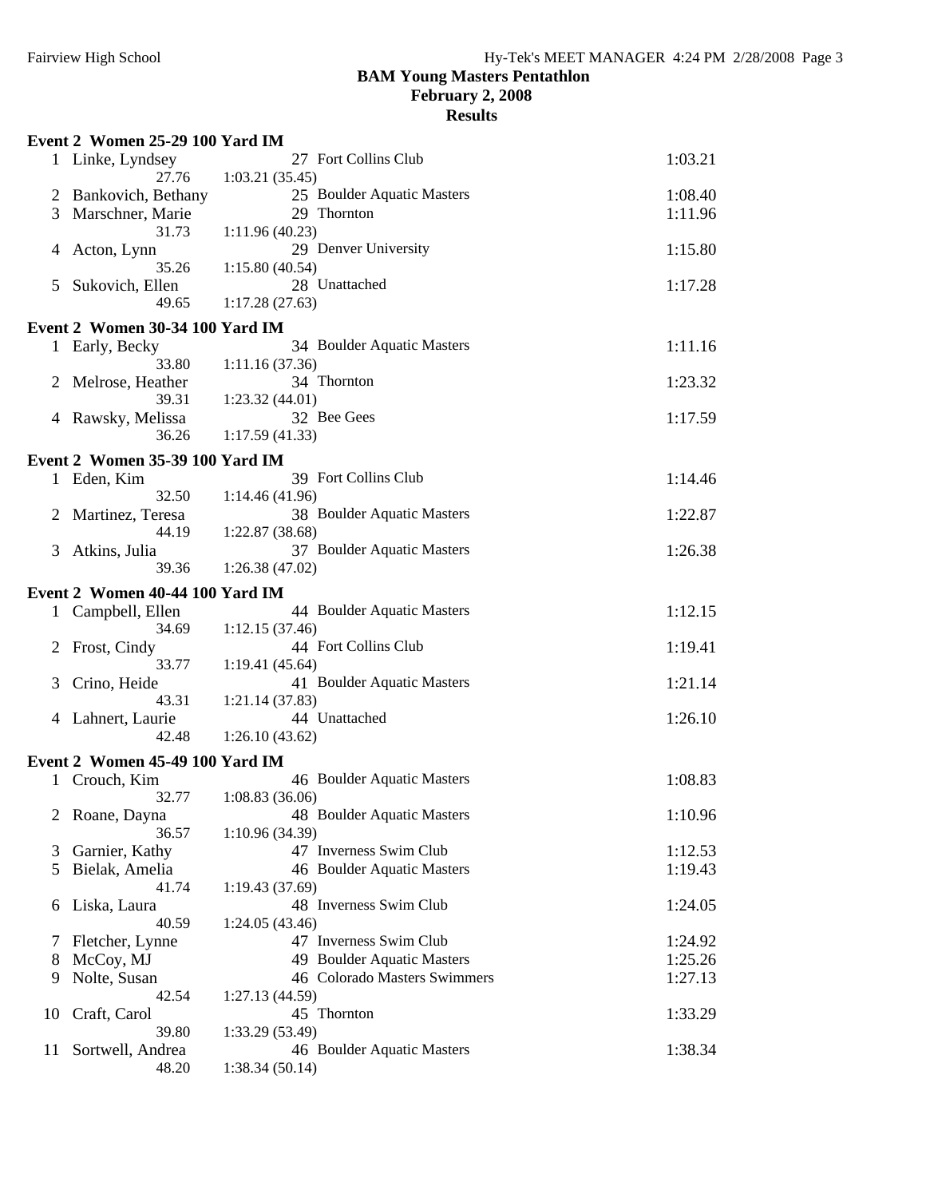**BAM Young Masters Pentathlon**
**February 2, 2008**
**Results**

### Event 2 Women 25-29 100 Yard IM

| Place | Name | Age | Team | Time |
|---|---|---|---|---|
| 1 | Linke, Lyndsey | 27 | Fort Collins Club | 1:03.21 |
| | 27.76 | 1:03.21 (35.45) | | |
| 2 | Bankovich, Bethany | 25 | Boulder Aquatic Masters | 1:08.40 |
| 3 | Marschner, Marie | 29 | Thornton | 1:11.96 |
| | 31.73 | 1:11.96 (40.23) | | |
| 4 | Acton, Lynn | 29 | Denver University | 1:15.80 |
| | 35.26 | 1:15.80 (40.54) | | |
| 5 | Sukovich, Ellen | 28 | Unattached | 1:17.28 |
| | 49.65 | 1:17.28 (27.63) | | |

### Event 2 Women 30-34 100 Yard IM

| Place | Name | Age | Team | Time |
|---|---|---|---|---|
| 1 | Early, Becky | 34 | Boulder Aquatic Masters | 1:11.16 |
| | 33.80 | 1:11.16 (37.36) | | |
| 2 | Melrose, Heather | 34 | Thornton | 1:23.32 |
| | 39.31 | 1:23.32 (44.01) | | |
| 4 | Rawsky, Melissa | 32 | Bee Gees | 1:17.59 |
| | 36.26 | 1:17.59 (41.33) | | |

### Event 2 Women 35-39 100 Yard IM

| Place | Name | Age | Team | Time |
|---|---|---|---|---|
| 1 | Eden, Kim | 39 | Fort Collins Club | 1:14.46 |
| | 32.50 | 1:14.46 (41.96) | | |
| 2 | Martinez, Teresa | 38 | Boulder Aquatic Masters | 1:22.87 |
| | 44.19 | 1:22.87 (38.68) | | |
| 3 | Atkins, Julia | 37 | Boulder Aquatic Masters | 1:26.38 |
| | 39.36 | 1:26.38 (47.02) | | |

### Event 2 Women 40-44 100 Yard IM

| Place | Name | Age | Team | Time |
|---|---|---|---|---|
| 1 | Campbell, Ellen | 44 | Boulder Aquatic Masters | 1:12.15 |
| | 34.69 | 1:12.15 (37.46) | | |
| 2 | Frost, Cindy | 44 | Fort Collins Club | 1:19.41 |
| | 33.77 | 1:19.41 (45.64) | | |
| 3 | Crino, Heide | 41 | Boulder Aquatic Masters | 1:21.14 |
| | 43.31 | 1:21.14 (37.83) | | |
| 4 | Lahnert, Laurie | 44 | Unattached | 1:26.10 |
| | 42.48 | 1:26.10 (43.62) | | |

### Event 2 Women 45-49 100 Yard IM

| Place | Name | Age | Team | Time |
|---|---|---|---|---|
| 1 | Crouch, Kim | 46 | Boulder Aquatic Masters | 1:08.83 |
| | 32.77 | 1:08.83 (36.06) | | |
| 2 | Roane, Dayna | 48 | Boulder Aquatic Masters | 1:10.96 |
| | 36.57 | 1:10.96 (34.39) | | |
| 3 | Garnier, Kathy | 47 | Inverness Swim Club | 1:12.53 |
| 5 | Bielak, Amelia | 46 | Boulder Aquatic Masters | 1:19.43 |
| | 41.74 | 1:19.43 (37.69) | | |
| 6 | Liska, Laura | 48 | Inverness Swim Club | 1:24.05 |
| | 40.59 | 1:24.05 (43.46) | | |
| 7 | Fletcher, Lynne | 47 | Inverness Swim Club | 1:24.92 |
| 8 | McCoy, MJ | 49 | Boulder Aquatic Masters | 1:25.26 |
| 9 | Nolte, Susan | 46 | Colorado Masters Swimmers | 1:27.13 |
| | 42.54 | 1:27.13 (44.59) | | |
| 10 | Craft, Carol | 45 | Thornton | 1:33.29 |
| | 39.80 | 1:33.29 (53.49) | | |
| 11 | Sortwell, Andrea | 46 | Boulder Aquatic Masters | 1:38.34 |
| | 48.20 | 1:38.34 (50.14) | | |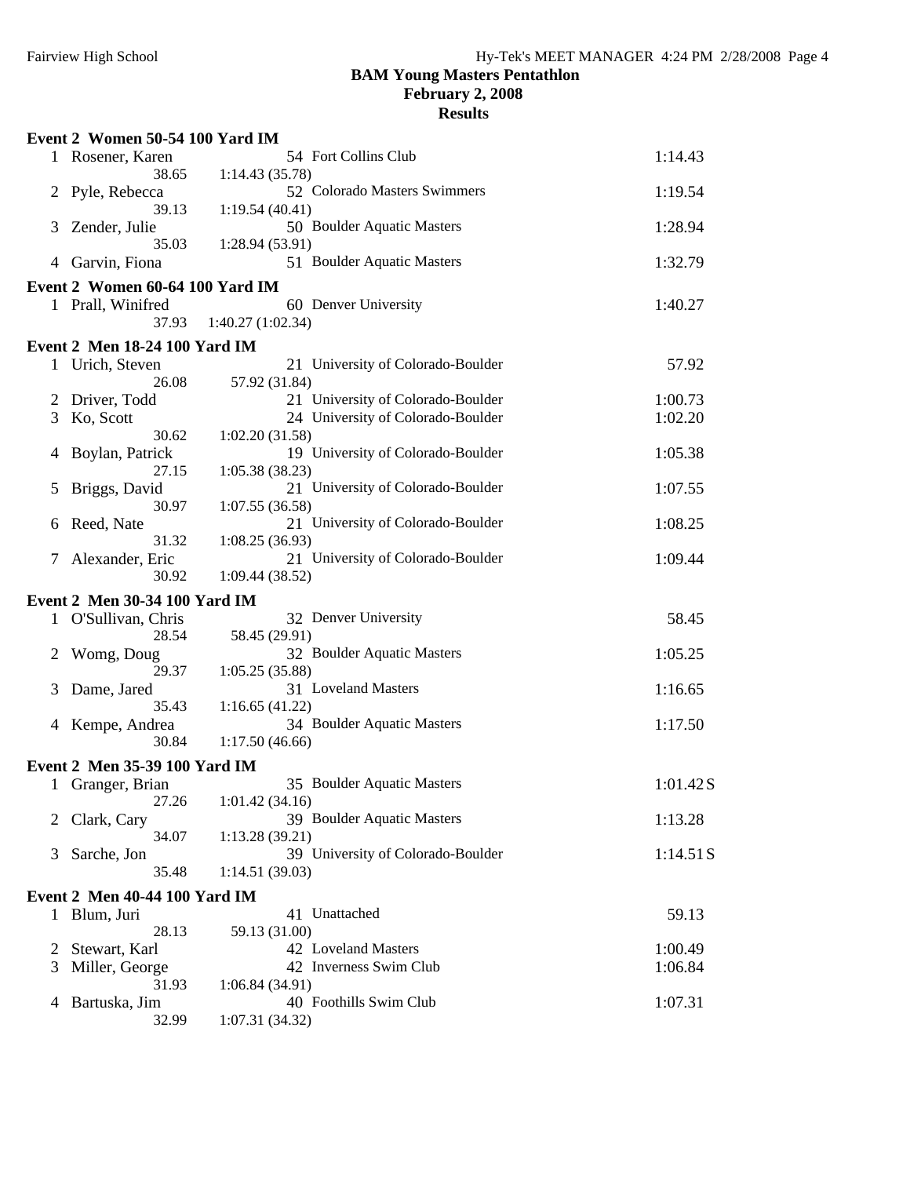# BAM Young Masters Pentathlon

**February 2, 2008**

**Results**

### Event 2 Women 50-54 100 Yard IM

| | Name | Age | Team | Finals Time |
|---|---|---|---|---|
| 1 | Rosener, Karen | 54 | Fort Collins Club | 1:14.43 |
| | 38.65 | 1:14.43 (35.78) | | |
| 2 | Pyle, Rebecca | 52 | Colorado Masters Swimmers | 1:19.54 |
| | 39.13 | 1:19.54 (40.41) | | |
| 3 | Zender, Julie | 50 | Boulder Aquatic Masters | 1:28.94 |
| | 35.03 | 1:28.94 (53.91) | | |
| 4 | Garvin, Fiona | 51 | Boulder Aquatic Masters | 1:32.79 |

### Event 2 Women 60-64 100 Yard IM

| | Name | Age | Team | Finals Time |
|---|---|---|---|---|
| 1 | Prall, Winifred | 60 | Denver University | 1:40.27 |
| | 37.93 | 1:40.27 (1:02.34) | | |

### Event 2 Men 18-24 100 Yard IM

| | Name | Age | Team | Finals Time |
|---|---|---|---|---|
| 1 | Urich, Steven | 21 | University of Colorado-Boulder | 57.92 |
| | 26.08 | 57.92 (31.84) | | |
| 2 | Driver, Todd | 21 | University of Colorado-Boulder | 1:00.73 |
| 3 | Ko, Scott | 24 | University of Colorado-Boulder | 1:02.20 |
| | 30.62 | 1:02.20 (31.58) | | |
| 4 | Boylan, Patrick | 19 | University of Colorado-Boulder | 1:05.38 |
| | 27.15 | 1:05.38 (38.23) | | |
| 5 | Briggs, David | 21 | University of Colorado-Boulder | 1:07.55 |
| | 30.97 | 1:07.55 (36.58) | | |
| 6 | Reed, Nate | 21 | University of Colorado-Boulder | 1:08.25 |
| | 31.32 | 1:08.25 (36.93) | | |
| 7 | Alexander, Eric | 21 | University of Colorado-Boulder | 1:09.44 |
| | 30.92 | 1:09.44 (38.52) | | |

### Event 2 Men 30-34 100 Yard IM

| | Name | Age | Team | Finals Time |
|---|---|---|---|---|
| 1 | O'Sullivan, Chris | 32 | Denver University | 58.45 |
| | 28.54 | 58.45 (29.91) | | |
| 2 | Womg, Doug | 32 | Boulder Aquatic Masters | 1:05.25 |
| | 29.37 | 1:05.25 (35.88) | | |
| 3 | Dame, Jared | 31 | Loveland Masters | 1:16.65 |
| | 35.43 | 1:16.65 (41.22) | | |
| 4 | Kempe, Andrea | 34 | Boulder Aquatic Masters | 1:17.50 |
| | 30.84 | 1:17.50 (46.66) | | |

### Event 2 Men 35-39 100 Yard IM

| | Name | Age | Team | Finals Time |
|---|---|---|---|---|
| 1 | Granger, Brian | 35 | Boulder Aquatic Masters | 1:01.42 S |
| | 27.26 | 1:01.42 (34.16) | | |
| 2 | Clark, Cary | 39 | Boulder Aquatic Masters | 1:13.28 |
| | 34.07 | 1:13.28 (39.21) | | |
| 3 | Sarche, Jon | 39 | University of Colorado-Boulder | 1:14.51 S |
| | 35.48 | 1:14.51 (39.03) | | |

### Event 2 Men 40-44 100 Yard IM

| | Name | Age | Team | Finals Time |
|---|---|---|---|---|
| 1 | Blum, Juri | 41 | Unattached | 59.13 |
| | 28.13 | 59.13 (31.00) | | |
| 2 | Stewart, Karl | 42 | Loveland Masters | 1:00.49 |
| 3 | Miller, George | 42 | Inverness Swim Club | 1:06.84 |
| | 31.93 | 1:06.84 (34.91) | | |
| 4 | Bartuska, Jim | 40 | Foothills Swim Club | 1:07.31 |
| | 32.99 | 1:07.31 (34.32) | | |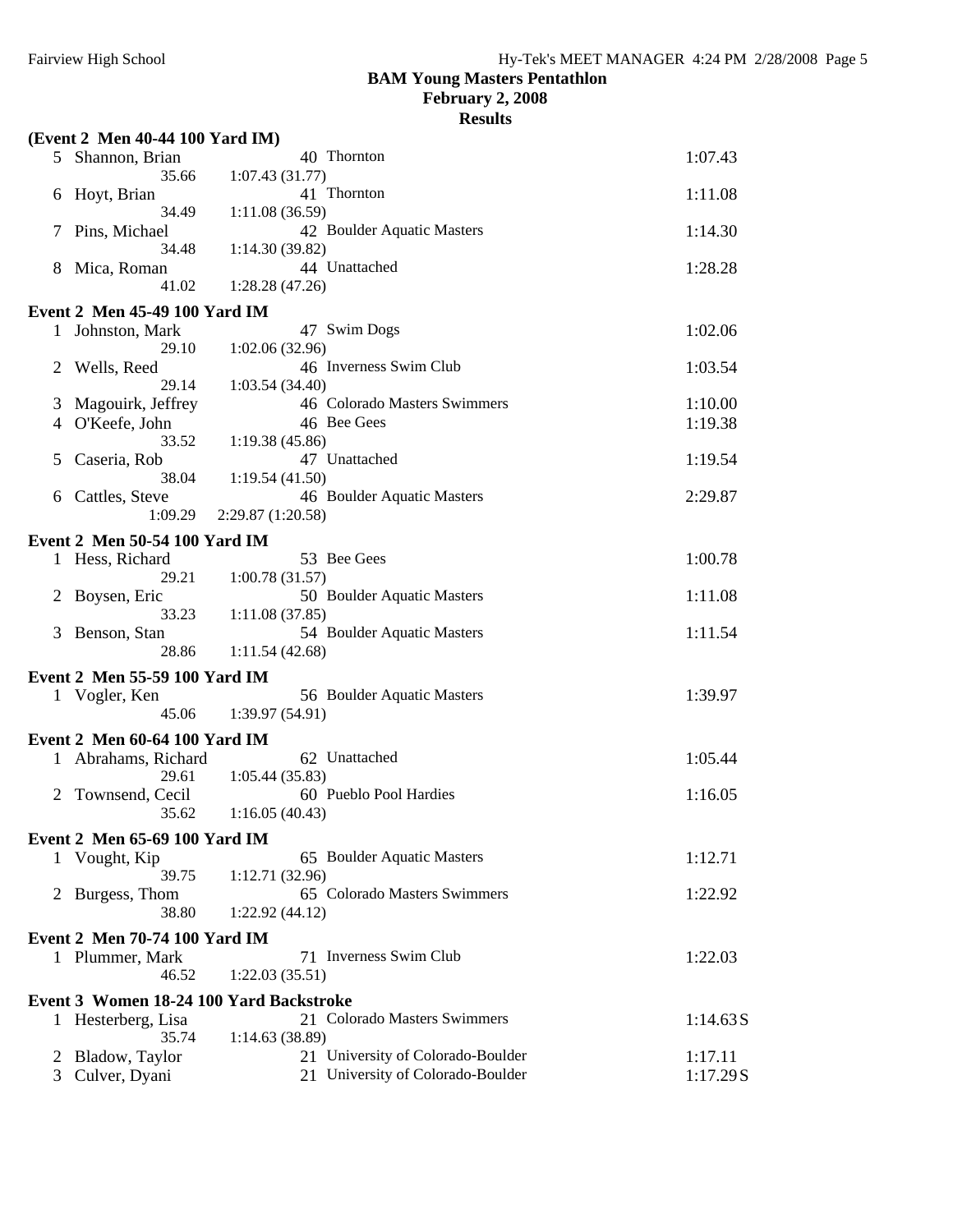**BAM Young Masters Pentathlon**
**February 2, 2008**
**Results**

**(Event 2 Men 40-44 100 Yard IM)**

| | Name | Age | Team | Finals Time |
|---|---|---|---|---|
| 5 | Shannon, Brian | 40 | Thornton | 1:07.43 |
| | 35.66 | 1:07.43 (31.77) | | |
| 6 | Hoyt, Brian | 41 | Thornton | 1:11.08 |
| | 34.49 | 1:11.08 (36.59) | | |
| 7 | Pins, Michael | 42 | Boulder Aquatic Masters | 1:14.30 |
| | 34.48 | 1:14.30 (39.82) | | |
| 8 | Mica, Roman | 44 | Unattached | 1:28.28 |
| | 41.02 | 1:28.28 (47.26) | | |

**Event 2 Men 45-49 100 Yard IM**

| | Name | Age | Team | Finals Time |
|---|---|---|---|---|
| 1 | Johnston, Mark | 47 | Swim Dogs | 1:02.06 |
| | 29.10 | 1:02.06 (32.96) | | |
| 2 | Wells, Reed | 46 | Inverness Swim Club | 1:03.54 |
| | 29.14 | 1:03.54 (34.40) | | |
| 3 | Magouirk, Jeffrey | 46 | Colorado Masters Swimmers | 1:10.00 |
| 4 | O'Keefe, John | 46 | Bee Gees | 1:19.38 |
| | 33.52 | 1:19.38 (45.86) | | |
| 5 | Caseria, Rob | 47 | Unattached | 1:19.54 |
| | 38.04 | 1:19.54 (41.50) | | |
| 6 | Cattles, Steve | 46 | Boulder Aquatic Masters | 2:29.87 |
| | 1:09.29 | 2:29.87 (1:20.58) | | |

**Event 2 Men 50-54 100 Yard IM**

| | Name | Age | Team | Finals Time |
|---|---|---|---|---|
| 1 | Hess, Richard | 53 | Bee Gees | 1:00.78 |
| | 29.21 | 1:00.78 (31.57) | | |
| 2 | Boysen, Eric | 50 | Boulder Aquatic Masters | 1:11.08 |
| | 33.23 | 1:11.08 (37.85) | | |
| 3 | Benson, Stan | 54 | Boulder Aquatic Masters | 1:11.54 |
| | 28.86 | 1:11.54 (42.68) | | |

**Event 2 Men 55-59 100 Yard IM**

| | Name | Age | Team | Finals Time |
|---|---|---|---|---|
| 1 | Vogler, Ken | 56 | Boulder Aquatic Masters | 1:39.97 |
| | 45.06 | 1:39.97 (54.91) | | |

**Event 2 Men 60-64 100 Yard IM**

| | Name | Age | Team | Finals Time |
|---|---|---|---|---|
| 1 | Abrahams, Richard | 62 | Unattached | 1:05.44 |
| | 29.61 | 1:05.44 (35.83) | | |
| 2 | Townsend, Cecil | 60 | Pueblo Pool Hardies | 1:16.05 |
| | 35.62 | 1:16.05 (40.43) | | |

**Event 2 Men 65-69 100 Yard IM**

| | Name | Age | Team | Finals Time |
|---|---|---|---|---|
| 1 | Vought, Kip | 65 | Boulder Aquatic Masters | 1:12.71 |
| | 39.75 | 1:12.71 (32.96) | | |
| 2 | Burgess, Thom | 65 | Colorado Masters Swimmers | 1:22.92 |
| | 38.80 | 1:22.92 (44.12) | | |

**Event 2 Men 70-74 100 Yard IM**

| | Name | Age | Team | Finals Time |
|---|---|---|---|---|
| 1 | Plummer, Mark | 71 | Inverness Swim Club | 1:22.03 |
| | 46.52 | 1:22.03 (35.51) | | |

**Event 3 Women 18-24 100 Yard Backstroke**

| | Name | Age | Team | Finals Time |
|---|---|---|---|---|
| 1 | Hesterberg, Lisa | 21 | Colorado Masters Swimmers | 1:14.63 S |
| | 35.74 | 1:14.63 (38.89) | | |
| 2 | Bladow, Taylor | 21 | University of Colorado-Boulder | 1:17.11 |
| 3 | Culver, Dyani | 21 | University of Colorado-Boulder | 1:17.29 S |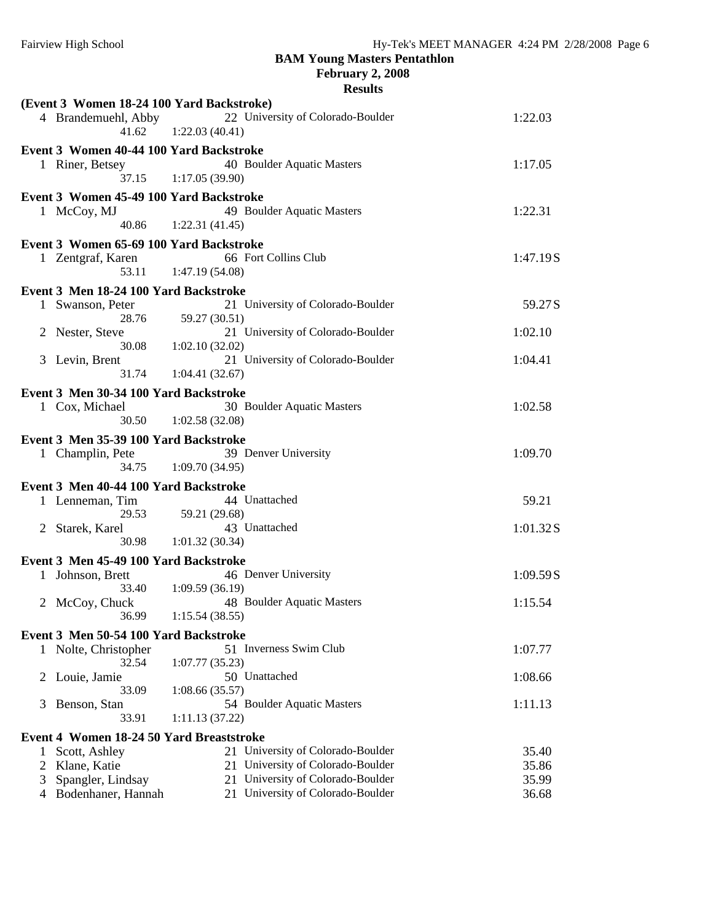# BAM Young Masters Pentathlon

## February 2, 2008

## Results

### (Event 3 Women 18-24 100 Yard Backstroke)

| Place | Name | Age | Team | Finals Time |
|---|---|---|---|---|
| 4 | Brandemuehl, Abby | 22 | University of Colorado-Boulder | 1:22.03 |
| | 41.62 | | 1:22.03 (40.41) | |

### Event 3 Women 40-44 100 Yard Backstroke

| Place | Name | Age | Team | Finals Time |
|---|---|---|---|---|
| 1 | Riner, Betsey | 40 | Boulder Aquatic Masters | 1:17.05 |
| | 37.15 | | 1:17.05 (39.90) | |

### Event 3 Women 45-49 100 Yard Backstroke

| Place | Name | Age | Team | Finals Time |
|---|---|---|---|---|
| 1 | McCoy, MJ | 49 | Boulder Aquatic Masters | 1:22.31 |
| | 40.86 | | 1:22.31 (41.45) | |

### Event 3 Women 65-69 100 Yard Backstroke

| Place | Name | Age | Team | Finals Time |
|---|---|---|---|---|
| 1 | Zentgraf, Karen | 66 | Fort Collins Club | 1:47.19S |
| | 53.11 | | 1:47.19 (54.08) | |

### Event 3 Men 18-24 100 Yard Backstroke

| Place | Name | Age | Team | Finals Time |
|---|---|---|---|---|
| 1 | Swanson, Peter | 21 | University of Colorado-Boulder | 59.27S |
| | 28.76 | | 59.27 (30.51) | |
| 2 | Nester, Steve | 21 | University of Colorado-Boulder | 1:02.10 |
| | 30.08 | | 1:02.10 (32.02) | |
| 3 | Levin, Brent | 21 | University of Colorado-Boulder | 1:04.41 |
| | 31.74 | | 1:04.41 (32.67) | |

### Event 3 Men 30-34 100 Yard Backstroke

| Place | Name | Age | Team | Finals Time |
|---|---|---|---|---|
| 1 | Cox, Michael | 30 | Boulder Aquatic Masters | 1:02.58 |
| | 30.50 | | 1:02.58 (32.08) | |

### Event 3 Men 35-39 100 Yard Backstroke

| Place | Name | Age | Team | Finals Time |
|---|---|---|---|---|
| 1 | Champlin, Pete | 39 | Denver University | 1:09.70 |
| | 34.75 | | 1:09.70 (34.95) | |

### Event 3 Men 40-44 100 Yard Backstroke

| Place | Name | Age | Team | Finals Time |
|---|---|---|---|---|
| 1 | Lenneman, Tim | 44 | Unattached | 59.21 |
| | 29.53 | | 59.21 (29.68) | |
| 2 | Starek, Karel | 43 | Unattached | 1:01.32S |
| | 30.98 | | 1:01.32 (30.34) | |

### Event 3 Men 45-49 100 Yard Backstroke

| Place | Name | Age | Team | Finals Time |
|---|---|---|---|---|
| 1 | Johnson, Brett | 46 | Denver University | 1:09.59S |
| | 33.40 | | 1:09.59 (36.19) | |
| 2 | McCoy, Chuck | 48 | Boulder Aquatic Masters | 1:15.54 |
| | 36.99 | | 1:15.54 (38.55) | |

### Event 3 Men 50-54 100 Yard Backstroke

| Place | Name | Age | Team | Finals Time |
|---|---|---|---|---|
| 1 | Nolte, Christopher | 51 | Inverness Swim Club | 1:07.77 |
| | 32.54 | | 1:07.77 (35.23) | |
| 2 | Louie, Jamie | 50 | Unattached | 1:08.66 |
| | 33.09 | | 1:08.66 (35.57) | |
| 3 | Benson, Stan | 54 | Boulder Aquatic Masters | 1:11.13 |
| | 33.91 | | 1:11.13 (37.22) | |

### Event 4 Women 18-24 50 Yard Breaststroke

| Place | Name | Age | Team | Finals Time |
|---|---|---|---|---|
| 1 | Scott, Ashley | 21 | University of Colorado-Boulder | 35.40 |
| 2 | Klane, Katie | 21 | University of Colorado-Boulder | 35.86 |
| 3 | Spangler, Lindsay | 21 | University of Colorado-Boulder | 35.99 |
| 4 | Bodenhaner, Hannah | 21 | University of Colorado-Boulder | 36.68 |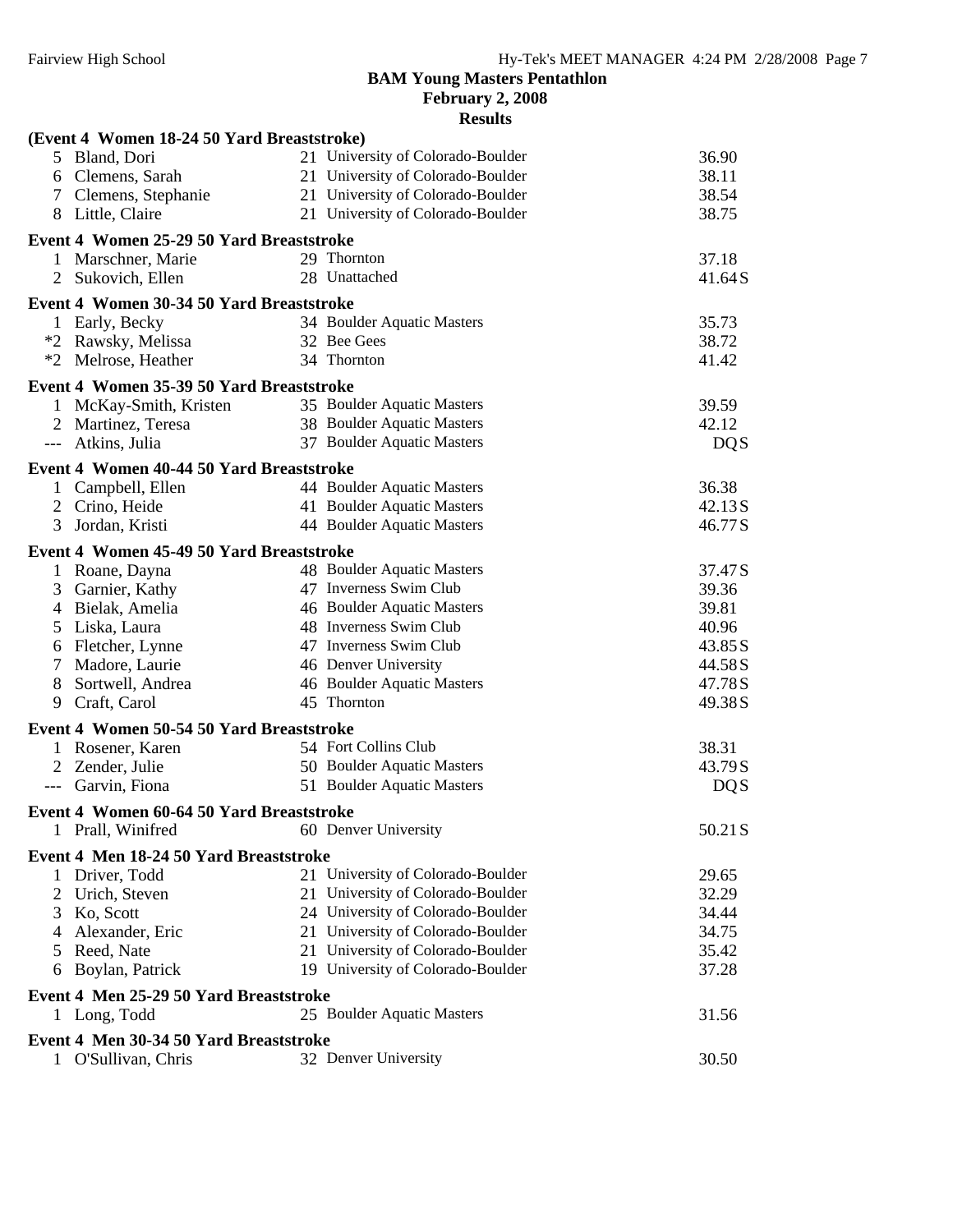**BAM Young Masters Pentathlon**

**February 2, 2008**

**Results**

**(Event 4 Women 18-24 50 Yard Breaststroke)**

| Place | Name | Age | Team | Time |
|---|---|---|---|---|
| 5 | Bland, Dori | 21 | University of Colorado-Boulder | 36.90 |
| 6 | Clemens, Sarah | 21 | University of Colorado-Boulder | 38.11 |
| 7 | Clemens, Stephanie | 21 | University of Colorado-Boulder | 38.54 |
| 8 | Little, Claire | 21 | University of Colorado-Boulder | 38.75 |

**Event 4 Women 25-29 50 Yard Breaststroke**

| Place | Name | Age | Team | Time |
|---|---|---|---|---|
| 1 | Marschner, Marie | 29 | Thornton | 37.18 |
| 2 | Sukovich, Ellen | 28 | Unattached | 41.64S |

**Event 4 Women 30-34 50 Yard Breaststroke**

| Place | Name | Age | Team | Time |
|---|---|---|---|---|
| 1 | Early, Becky | 34 | Boulder Aquatic Masters | 35.73 |
| *2 | Rawsky, Melissa | 32 | Bee Gees | 38.72 |
| *2 | Melrose, Heather | 34 | Thornton | 41.42 |

**Event 4 Women 35-39 50 Yard Breaststroke**

| Place | Name | Age | Team | Time |
|---|---|---|---|---|
| 1 | McKay-Smith, Kristen | 35 | Boulder Aquatic Masters | 39.59 |
| 2 | Martinez, Teresa | 38 | Boulder Aquatic Masters | 42.12 |
| --- | Atkins, Julia | 37 | Boulder Aquatic Masters | DQS |

**Event 4 Women 40-44 50 Yard Breaststroke**

| Place | Name | Age | Team | Time |
|---|---|---|---|---|
| 1 | Campbell, Ellen | 44 | Boulder Aquatic Masters | 36.38 |
| 2 | Crino, Heide | 41 | Boulder Aquatic Masters | 42.13S |
| 3 | Jordan, Kristi | 44 | Boulder Aquatic Masters | 46.77S |

**Event 4 Women 45-49 50 Yard Breaststroke**

| Place | Name | Age | Team | Time |
|---|---|---|---|---|
| 1 | Roane, Dayna | 48 | Boulder Aquatic Masters | 37.47S |
| 3 | Garnier, Kathy | 47 | Inverness Swim Club | 39.36 |
| 4 | Bielak, Amelia | 46 | Boulder Aquatic Masters | 39.81 |
| 5 | Liska, Laura | 48 | Inverness Swim Club | 40.96 |
| 6 | Fletcher, Lynne | 47 | Inverness Swim Club | 43.85S |
| 7 | Madore, Laurie | 46 | Denver University | 44.58S |
| 8 | Sortwell, Andrea | 46 | Boulder Aquatic Masters | 47.78S |
| 9 | Craft, Carol | 45 | Thornton | 49.38S |

**Event 4 Women 50-54 50 Yard Breaststroke**

| Place | Name | Age | Team | Time |
|---|---|---|---|---|
| 1 | Rosener, Karen | 54 | Fort Collins Club | 38.31 |
| 2 | Zender, Julie | 50 | Boulder Aquatic Masters | 43.79S |
| --- | Garvin, Fiona | 51 | Boulder Aquatic Masters | DQS |

**Event 4 Women 60-64 50 Yard Breaststroke**

| Place | Name | Age | Team | Time |
|---|---|---|---|---|
| 1 | Prall, Winifred | 60 | Denver University | 50.21S |

**Event 4 Men 18-24 50 Yard Breaststroke**

| Place | Name | Age | Team | Time |
|---|---|---|---|---|
| 1 | Driver, Todd | 21 | University of Colorado-Boulder | 29.65 |
| 2 | Urich, Steven | 21 | University of Colorado-Boulder | 32.29 |
| 3 | Ko, Scott | 24 | University of Colorado-Boulder | 34.44 |
| 4 | Alexander, Eric | 21 | University of Colorado-Boulder | 34.75 |
| 5 | Reed, Nate | 21 | University of Colorado-Boulder | 35.42 |
| 6 | Boylan, Patrick | 19 | University of Colorado-Boulder | 37.28 |

**Event 4 Men 25-29 50 Yard Breaststroke**

| Place | Name | Age | Team | Time |
|---|---|---|---|---|
| 1 | Long, Todd | 25 | Boulder Aquatic Masters | 31.56 |

**Event 4 Men 30-34 50 Yard Breaststroke**

| Place | Name | Age | Team | Time |
|---|---|---|---|---|
| 1 | O'Sullivan, Chris | 32 | Denver University | 30.50 |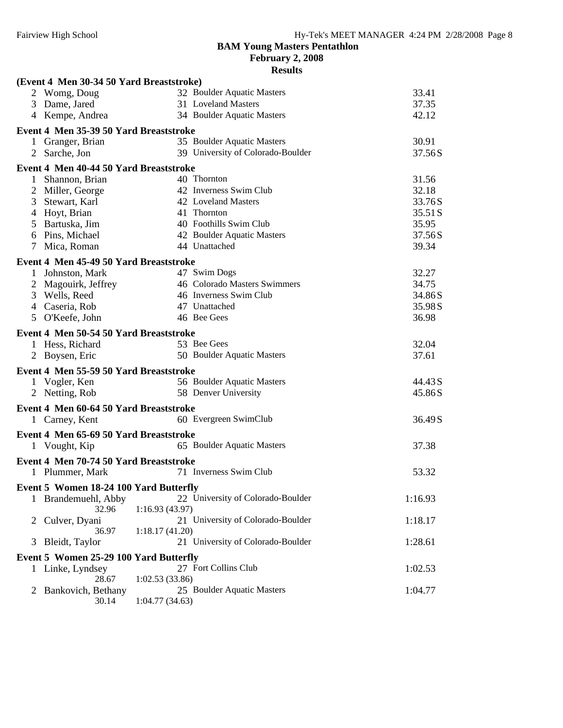**BAM Young Masters Pentathlon**
**February 2, 2008**
**Results**

**(Event 4 Men 30-34 50 Yard Breaststroke)**

| Place | Name | Age | Team | Time |
|---|---|---|---|---|
| 2 | Womg, Doug | 32 | Boulder Aquatic Masters | 33.41 |
| 3 | Dame, Jared | 31 | Loveland Masters | 37.35 |
| 4 | Kempe, Andrea | 34 | Boulder Aquatic Masters | 42.12 |

**Event 4 Men 35-39 50 Yard Breaststroke**

| Place | Name | Age | Team | Time |
|---|---|---|---|---|
| 1 | Granger, Brian | 35 | Boulder Aquatic Masters | 30.91 |
| 2 | Sarche, Jon | 39 | University of Colorado-Boulder | 37.56 S |

**Event 4 Men 40-44 50 Yard Breaststroke**

| Place | Name | Age | Team | Time |
|---|---|---|---|---|
| 1 | Shannon, Brian | 40 | Thornton | 31.56 |
| 2 | Miller, George | 42 | Inverness Swim Club | 32.18 |
| 3 | Stewart, Karl | 42 | Loveland Masters | 33.76 S |
| 4 | Hoyt, Brian | 41 | Thornton | 35.51 S |
| 5 | Bartuska, Jim | 40 | Foothills Swim Club | 35.95 |
| 6 | Pins, Michael | 42 | Boulder Aquatic Masters | 37.56 S |
| 7 | Mica, Roman | 44 | Unattached | 39.34 |

**Event 4 Men 45-49 50 Yard Breaststroke**

| Place | Name | Age | Team | Time |
|---|---|---|---|---|
| 1 | Johnston, Mark | 47 | Swim Dogs | 32.27 |
| 2 | Magouirk, Jeffrey | 46 | Colorado Masters Swimmers | 34.75 |
| 3 | Wells, Reed | 46 | Inverness Swim Club | 34.86 S |
| 4 | Caseria, Rob | 47 | Unattached | 35.98 S |
| 5 | O'Keefe, John | 46 | Bee Gees | 36.98 |

**Event 4 Men 50-54 50 Yard Breaststroke**

| Place | Name | Age | Team | Time |
|---|---|---|---|---|
| 1 | Hess, Richard | 53 | Bee Gees | 32.04 |
| 2 | Boysen, Eric | 50 | Boulder Aquatic Masters | 37.61 |

**Event 4 Men 55-59 50 Yard Breaststroke**

| Place | Name | Age | Team | Time |
|---|---|---|---|---|
| 1 | Vogler, Ken | 56 | Boulder Aquatic Masters | 44.43 S |
| 2 | Netting, Rob | 58 | Denver University | 45.86 S |

**Event 4 Men 60-64 50 Yard Breaststroke**

| Place | Name | Age | Team | Time |
|---|---|---|---|---|
| 1 | Carney, Kent | 60 | Evergreen SwimClub | 36.49 S |

**Event 4 Men 65-69 50 Yard Breaststroke**

| Place | Name | Age | Team | Time |
|---|---|---|---|---|
| 1 | Vought, Kip | 65 | Boulder Aquatic Masters | 37.38 |

**Event 4 Men 70-74 50 Yard Breaststroke**

| Place | Name | Age | Team | Time |
|---|---|---|---|---|
| 1 | Plummer, Mark | 71 | Inverness Swim Club | 53.32 |

**Event 5 Women 18-24 100 Yard Butterfly**

| Place | Name | Age | Team | Time |
|---|---|---|---|---|
| 1 | Brandemuehl, Abby | 22 | University of Colorado-Boulder | 1:16.93 |
| | 32.96 | | 1:16.93 (43.97) | |
| 2 | Culver, Dyani | 21 | University of Colorado-Boulder | 1:18.17 |
| | 36.97 | | 1:18.17 (41.20) | |
| 3 | Bleidt, Taylor | 21 | University of Colorado-Boulder | 1:28.61 |

**Event 5 Women 25-29 100 Yard Butterfly**

| Place | Name | Age | Team | Time |
|---|---|---|---|---|
| 1 | Linke, Lyndsey | 27 | Fort Collins Club | 1:02.53 |
| | 28.67 | | 1:02.53 (33.86) | |
| 2 | Bankovich, Bethany | 25 | Boulder Aquatic Masters | 1:04.77 |
| | 30.14 | | 1:04.77 (34.63) | |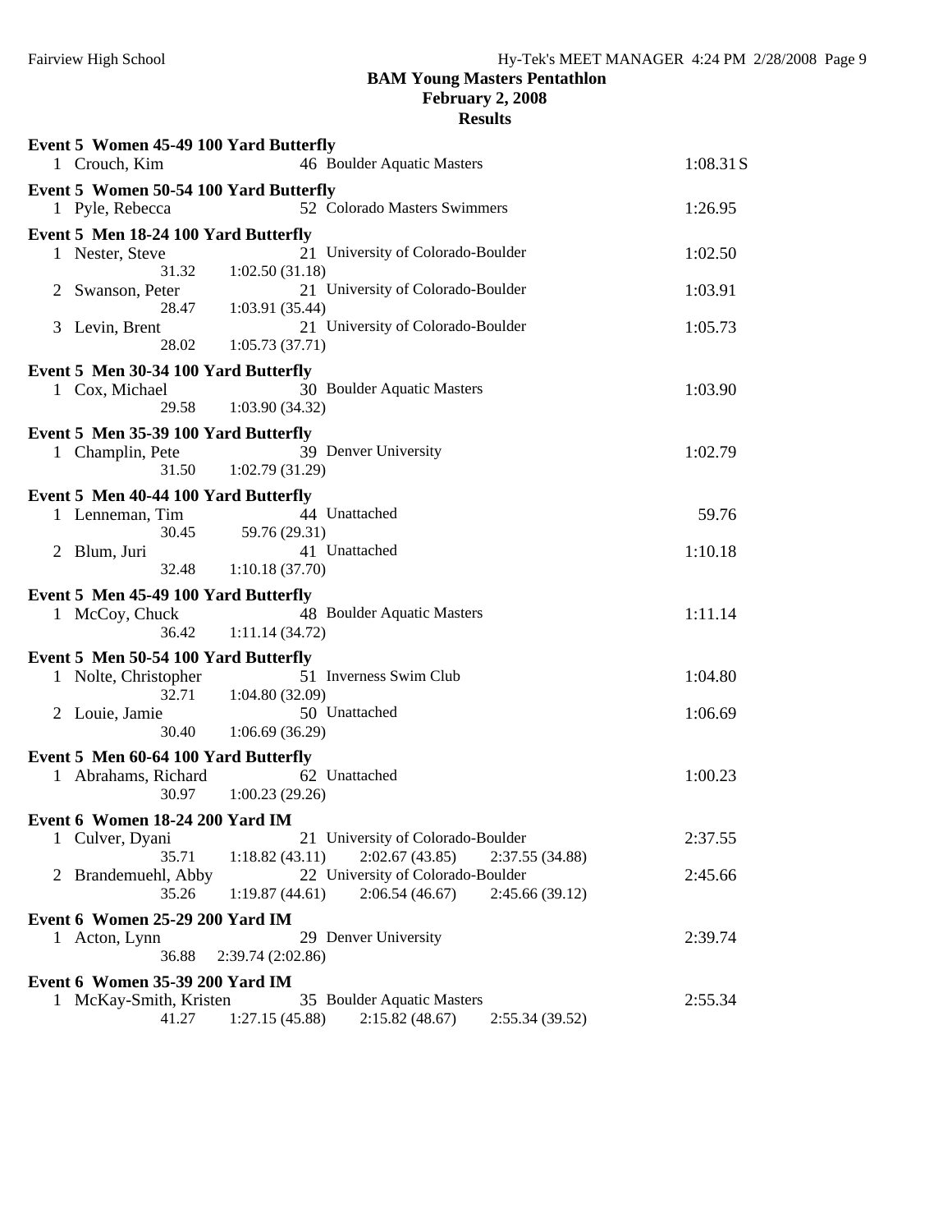## BAM Young Masters Pentathlon
### February 2, 2008
### Results

**Event 5 Women 45-49 100 Yard Butterfly**

| | Name | Age | Team | Finals Time |
|---|---|---|---|---|
| 1 | Crouch, Kim | 46 | Boulder Aquatic Masters | 1:08.31 S |

**Event 5 Women 50-54 100 Yard Butterfly**

| | Name | Age | Team | Finals Time |
|---|---|---|---|---|
| 1 | Pyle, Rebecca | 52 | Colorado Masters Swimmers | 1:26.95 |

**Event 5 Men 18-24 100 Yard Butterfly**

| | Name | Age | Team | Finals Time |
|---|---|---|---|---|
| 1 | Nester, Steve | 21 | University of Colorado-Boulder | 1:02.50 |
| | 31.32 | 1:02.50 (31.18) | | |
| 2 | Swanson, Peter | 21 | University of Colorado-Boulder | 1:03.91 |
| | 28.47 | 1:03.91 (35.44) | | |
| 3 | Levin, Brent | 21 | University of Colorado-Boulder | 1:05.73 |
| | 28.02 | 1:05.73 (37.71) | | |

**Event 5 Men 30-34 100 Yard Butterfly**

| | Name | Age | Team | Finals Time |
|---|---|---|---|---|
| 1 | Cox, Michael | 30 | Boulder Aquatic Masters | 1:03.90 |
| | 29.58 | 1:03.90 (34.32) | | |

**Event 5 Men 35-39 100 Yard Butterfly**

| | Name | Age | Team | Finals Time |
|---|---|---|---|---|
| 1 | Champlin, Pete | 39 | Denver University | 1:02.79 |
| | 31.50 | 1:02.79 (31.29) | | |

**Event 5 Men 40-44 100 Yard Butterfly**

| | Name | Age | Team | Finals Time |
|---|---|---|---|---|
| 1 | Lenneman, Tim | 44 | Unattached | 59.76 |
| | 30.45 | 59.76 (29.31) | | |
| 2 | Blum, Juri | 41 | Unattached | 1:10.18 |
| | 32.48 | 1:10.18 (37.70) | | |

**Event 5 Men 45-49 100 Yard Butterfly**

| | Name | Age | Team | Finals Time |
|---|---|---|---|---|
| 1 | McCoy, Chuck | 48 | Boulder Aquatic Masters | 1:11.14 |
| | 36.42 | 1:11.14 (34.72) | | |

**Event 5 Men 50-54 100 Yard Butterfly**

| | Name | Age | Team | Finals Time |
|---|---|---|---|---|
| 1 | Nolte, Christopher | 51 | Inverness Swim Club | 1:04.80 |
| | 32.71 | 1:04.80 (32.09) | | |
| 2 | Louie, Jamie | 50 | Unattached | 1:06.69 |
| | 30.40 | 1:06.69 (36.29) | | |

**Event 5 Men 60-64 100 Yard Butterfly**

| | Name | Age | Team | Finals Time |
|---|---|---|---|---|
| 1 | Abrahams, Richard | 62 | Unattached | 1:00.23 |
| | 30.97 | 1:00.23 (29.26) | | |

**Event 6 Women 18-24 200 Yard IM**

| | Name | Age | Team | | | Finals Time |
|---|---|---|---|---|---|---|
| 1 | Culver, Dyani | 21 | University of Colorado-Boulder | | | 2:37.55 |
| | 35.71 | 1:18.82 (43.11) | 2:02.67 (43.85) | 2:37.55 (34.88) | | |
| 2 | Brandemuehl, Abby | 22 | University of Colorado-Boulder | | | 2:45.66 |
| | 35.26 | 1:19.87 (44.61) | 2:06.54 (46.67) | 2:45.66 (39.12) | | |

**Event 6 Women 25-29 200 Yard IM**

| | Name | Age | Team | Finals Time |
|---|---|---|---|---|
| 1 | Acton, Lynn | 29 | Denver University | 2:39.74 |
| | 36.88 | 2:39.74 (2:02.86) | | |

**Event 6 Women 35-39 200 Yard IM**

| | Name | Age | Team | | | Finals Time |
|---|---|---|---|---|---|---|
| 1 | McKay-Smith, Kristen | 35 | Boulder Aquatic Masters | | | 2:55.34 |
| | 41.27 | 1:27.15 (45.88) | 2:15.82 (48.67) | 2:55.34 (39.52) | | |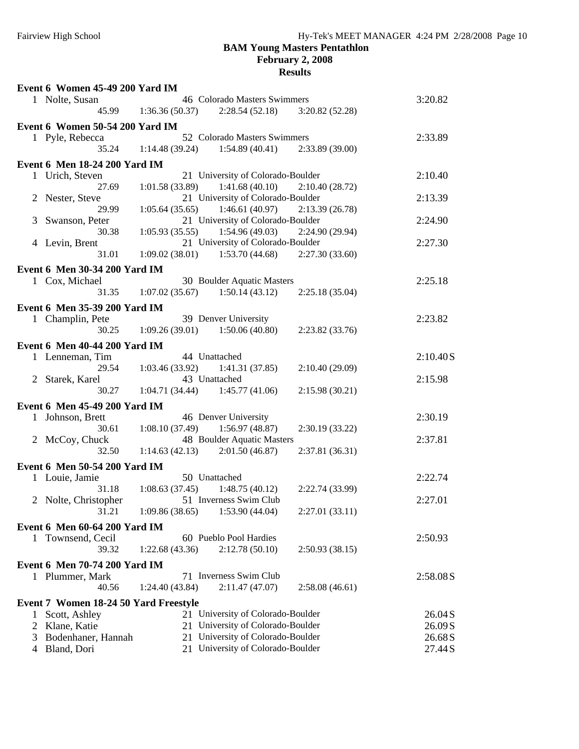# BAM Young Masters Pentathlon

**February 2, 2008**

**Results**

### Event 6 Women 45-49 200 Yard IM

| Place | Name | Age | Team | Finals Time |
|---|---|---|---|---|
| 1 | Nolte, Susan | 46 | Colorado Masters Swimmers | 3:20.82 |
| | 45.99 | 1:36.36 (50.37) | 2:28.54 (52.18) | 3:20.82 (52.28) |

### Event 6 Women 50-54 200 Yard IM

| Place | Name | Age | Team | Finals Time |
|---|---|---|---|---|
| 1 | Pyle, Rebecca | 52 | Colorado Masters Swimmers | 2:33.89 |
| | 35.24 | 1:14.48 (39.24) | 1:54.89 (40.41) | 2:33.89 (39.00) |

### Event 6 Men 18-24 200 Yard IM

| Place | Name | Age | Team | Finals Time |
|---|---|---|---|---|
| 1 | Urich, Steven | 21 | University of Colorado-Boulder | 2:10.40 |
| | 27.69 | 1:01.58 (33.89) | 1:41.68 (40.10) | 2:10.40 (28.72) |
| 2 | Nester, Steve | 21 | University of Colorado-Boulder | 2:13.39 |
| | 29.99 | 1:05.64 (35.65) | 1:46.61 (40.97) | 2:13.39 (26.78) |
| 3 | Swanson, Peter | 21 | University of Colorado-Boulder | 2:24.90 |
| | 30.38 | 1:05.93 (35.55) | 1:54.96 (49.03) | 2:24.90 (29.94) |
| 4 | Levin, Brent | 21 | University of Colorado-Boulder | 2:27.30 |
| | 31.01 | 1:09.02 (38.01) | 1:53.70 (44.68) | 2:27.30 (33.60) |

### Event 6 Men 30-34 200 Yard IM

| Place | Name | Age | Team | Finals Time |
|---|---|---|---|---|
| 1 | Cox, Michael | 30 | Boulder Aquatic Masters | 2:25.18 |
| | 31.35 | 1:07.02 (35.67) | 1:50.14 (43.12) | 2:25.18 (35.04) |

### Event 6 Men 35-39 200 Yard IM

| Place | Name | Age | Team | Finals Time |
|---|---|---|---|---|
| 1 | Champlin, Pete | 39 | Denver University | 2:23.82 |
| | 30.25 | 1:09.26 (39.01) | 1:50.06 (40.80) | 2:23.82 (33.76) |

### Event 6 Men 40-44 200 Yard IM

| Place | Name | Age | Team | Finals Time |
|---|---|---|---|---|
| 1 | Lenneman, Tim | 44 | Unattached | 2:10.40S |
| | 29.54 | 1:03.46 (33.92) | 1:41.31 (37.85) | 2:10.40 (29.09) |
| 2 | Starek, Karel | 43 | Unattached | 2:15.98 |
| | 30.27 | 1:04.71 (34.44) | 1:45.77 (41.06) | 2:15.98 (30.21) |

### Event 6 Men 45-49 200 Yard IM

| Place | Name | Age | Team | Finals Time |
|---|---|---|---|---|
| 1 | Johnson, Brett | 46 | Denver University | 2:30.19 |
| | 30.61 | 1:08.10 (37.49) | 1:56.97 (48.87) | 2:30.19 (33.22) |
| 2 | McCoy, Chuck | 48 | Boulder Aquatic Masters | 2:37.81 |
| | 32.50 | 1:14.63 (42.13) | 2:01.50 (46.87) | 2:37.81 (36.31) |

### Event 6 Men 50-54 200 Yard IM

| Place | Name | Age | Team | Finals Time |
|---|---|---|---|---|
| 1 | Louie, Jamie | 50 | Unattached | 2:22.74 |
| | 31.18 | 1:08.63 (37.45) | 1:48.75 (40.12) | 2:22.74 (33.99) |
| 2 | Nolte, Christopher | 51 | Inverness Swim Club | 2:27.01 |
| | 31.21 | 1:09.86 (38.65) | 1:53.90 (44.04) | 2:27.01 (33.11) |

### Event 6 Men 60-64 200 Yard IM

| Place | Name | Age | Team | Finals Time |
|---|---|---|---|---|
| 1 | Townsend, Cecil | 60 | Pueblo Pool Hardies | 2:50.93 |
| | 39.32 | 1:22.68 (43.36) | 2:12.78 (50.10) | 2:50.93 (38.15) |

### Event 6 Men 70-74 200 Yard IM

| Place | Name | Age | Team | Finals Time |
|---|---|---|---|---|
| 1 | Plummer, Mark | 71 | Inverness Swim Club | 2:58.08S |
| | 40.56 | 1:24.40 (43.84) | 2:11.47 (47.07) | 2:58.08 (46.61) |

### Event 7 Women 18-24 50 Yard Freestyle

| Place | Name | Age | Team | Finals Time |
|---|---|---|---|---|
| 1 | Scott, Ashley | 21 | University of Colorado-Boulder | 26.04S |
| 2 | Klane, Katie | 21 | University of Colorado-Boulder | 26.09S |
| 3 | Bodenhaner, Hannah | 21 | University of Colorado-Boulder | 26.68S |
| 4 | Bland, Dori | 21 | University of Colorado-Boulder | 27.44S |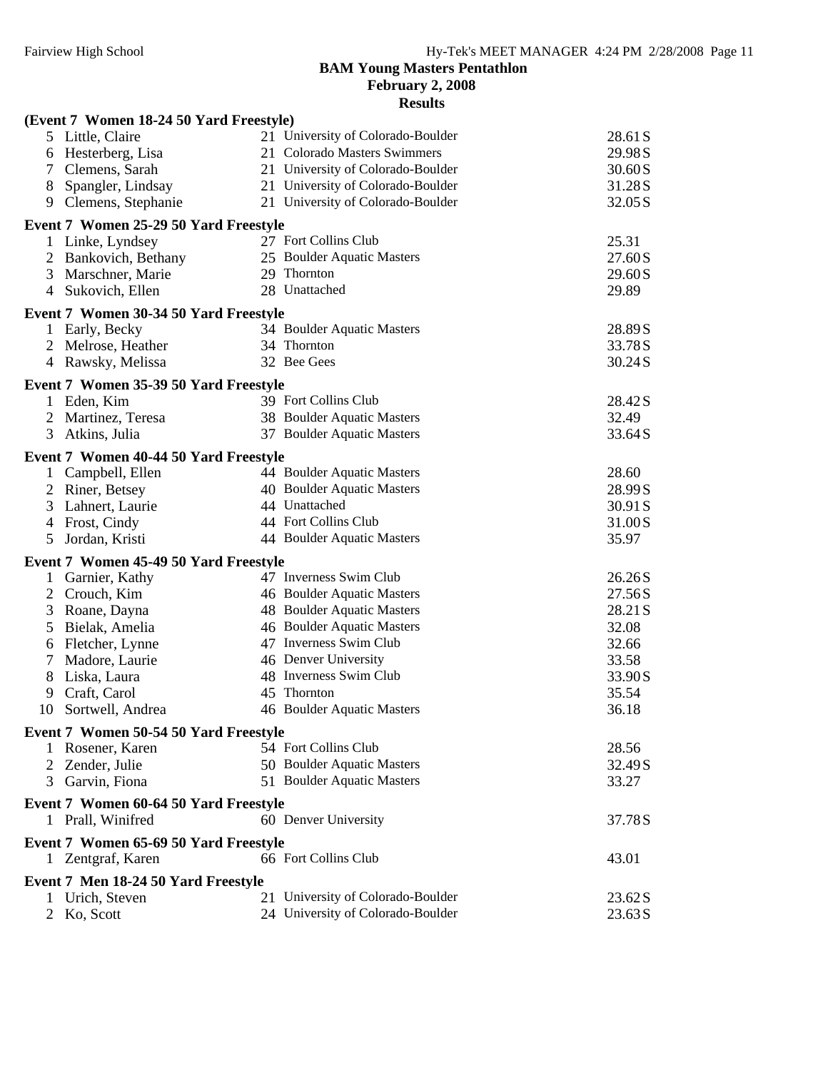**BAM Young Masters Pentathlon**
**February 2, 2008**
**Results**

**(Event 7 Women 18-24 50 Yard Freestyle)**

| Place | Name | Age | Team | Time |
|---|---|---|---|---|
| 5 | Little, Claire | 21 | University of Colorado-Boulder | 28.61S |
| 6 | Hesterberg, Lisa | 21 | Colorado Masters Swimmers | 29.98S |
| 7 | Clemens, Sarah | 21 | University of Colorado-Boulder | 30.60S |
| 8 | Spangler, Lindsay | 21 | University of Colorado-Boulder | 31.28S |
| 9 | Clemens, Stephanie | 21 | University of Colorado-Boulder | 32.05S |

**Event 7 Women 25-29 50 Yard Freestyle**

| Place | Name | Age | Team | Time |
|---|---|---|---|---|
| 1 | Linke, Lyndsey | 27 | Fort Collins Club | 25.31 |
| 2 | Bankovich, Bethany | 25 | Boulder Aquatic Masters | 27.60S |
| 3 | Marschner, Marie | 29 | Thornton | 29.60S |
| 4 | Sukovich, Ellen | 28 | Unattached | 29.89 |

**Event 7 Women 30-34 50 Yard Freestyle**

| Place | Name | Age | Team | Time |
|---|---|---|---|---|
| 1 | Early, Becky | 34 | Boulder Aquatic Masters | 28.89S |
| 2 | Melrose, Heather | 34 | Thornton | 33.78S |
| 4 | Rawsky, Melissa | 32 | Bee Gees | 30.24S |

**Event 7 Women 35-39 50 Yard Freestyle**

| Place | Name | Age | Team | Time |
|---|---|---|---|---|
| 1 | Eden, Kim | 39 | Fort Collins Club | 28.42S |
| 2 | Martinez, Teresa | 38 | Boulder Aquatic Masters | 32.49 |
| 3 | Atkins, Julia | 37 | Boulder Aquatic Masters | 33.64S |

**Event 7 Women 40-44 50 Yard Freestyle**

| Place | Name | Age | Team | Time |
|---|---|---|---|---|
| 1 | Campbell, Ellen | 44 | Boulder Aquatic Masters | 28.60 |
| 2 | Riner, Betsey | 40 | Boulder Aquatic Masters | 28.99S |
| 3 | Lahnert, Laurie | 44 | Unattached | 30.91S |
| 4 | Frost, Cindy | 44 | Fort Collins Club | 31.00S |
| 5 | Jordan, Kristi | 44 | Boulder Aquatic Masters | 35.97 |

**Event 7 Women 45-49 50 Yard Freestyle**

| Place | Name | Age | Team | Time |
|---|---|---|---|---|
| 1 | Garnier, Kathy | 47 | Inverness Swim Club | 26.26S |
| 2 | Crouch, Kim | 46 | Boulder Aquatic Masters | 27.56S |
| 3 | Roane, Dayna | 48 | Boulder Aquatic Masters | 28.21S |
| 5 | Bielak, Amelia | 46 | Boulder Aquatic Masters | 32.08 |
| 6 | Fletcher, Lynne | 47 | Inverness Swim Club | 32.66 |
| 7 | Madore, Laurie | 46 | Denver University | 33.58 |
| 8 | Liska, Laura | 48 | Inverness Swim Club | 33.90S |
| 9 | Craft, Carol | 45 | Thornton | 35.54 |
| 10 | Sortwell, Andrea | 46 | Boulder Aquatic Masters | 36.18 |

**Event 7 Women 50-54 50 Yard Freestyle**

| Place | Name | Age | Team | Time |
|---|---|---|---|---|
| 1 | Rosener, Karen | 54 | Fort Collins Club | 28.56 |
| 2 | Zender, Julie | 50 | Boulder Aquatic Masters | 32.49S |
| 3 | Garvin, Fiona | 51 | Boulder Aquatic Masters | 33.27 |

**Event 7 Women 60-64 50 Yard Freestyle**

| Place | Name | Age | Team | Time |
|---|---|---|---|---|
| 1 | Prall, Winifred | 60 | Denver University | 37.78S |

**Event 7 Women 65-69 50 Yard Freestyle**

| Place | Name | Age | Team | Time |
|---|---|---|---|---|
| 1 | Zentgraf, Karen | 66 | Fort Collins Club | 43.01 |

**Event 7 Men 18-24 50 Yard Freestyle**

| Place | Name | Age | Team | Time |
|---|---|---|---|---|
| 1 | Urich, Steven | 21 | University of Colorado-Boulder | 23.62S |
| 2 | Ko, Scott | 24 | University of Colorado-Boulder | 23.63S |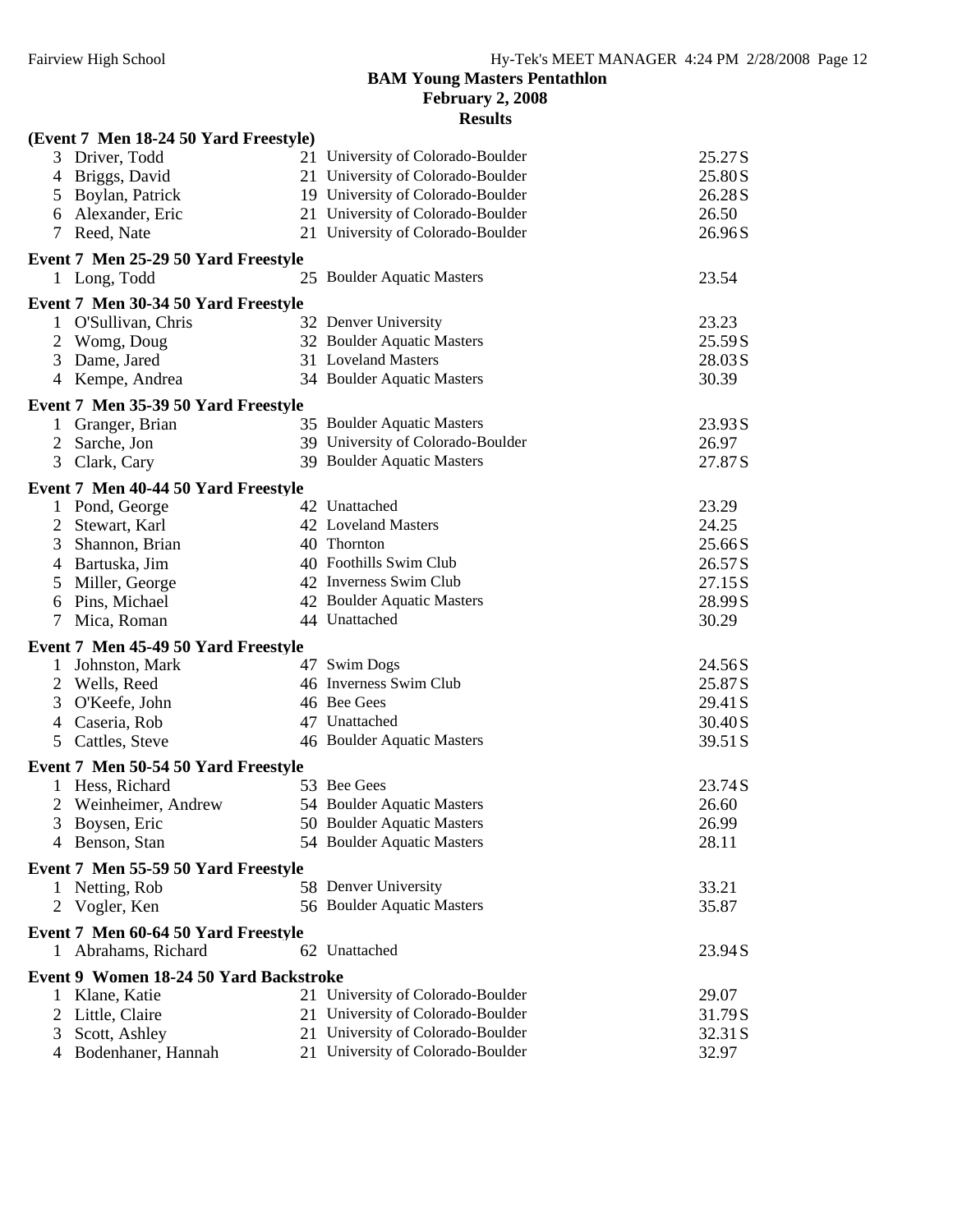# BAM Young Masters Pentathlon

**February 2, 2008**

**Results**

### (Event 7 Men 18-24 50 Yard Freestyle)

| Place | Name | Age | Team | Time |
|---|---|---|---|---|
| 3 | Driver, Todd | 21 | University of Colorado-Boulder | 25.27S |
| 4 | Briggs, David | 21 | University of Colorado-Boulder | 25.80S |
| 5 | Boylan, Patrick | 19 | University of Colorado-Boulder | 26.28S |
| 6 | Alexander, Eric | 21 | University of Colorado-Boulder | 26.50 |
| 7 | Reed, Nate | 21 | University of Colorado-Boulder | 26.96S |

### Event 7 Men 25-29 50 Yard Freestyle

| Place | Name | Age | Team | Time |
|---|---|---|---|---|
| 1 | Long, Todd | 25 | Boulder Aquatic Masters | 23.54 |

### Event 7 Men 30-34 50 Yard Freestyle

| Place | Name | Age | Team | Time |
|---|---|---|---|---|
| 1 | O'Sullivan, Chris | 32 | Denver University | 23.23 |
| 2 | Womg, Doug | 32 | Boulder Aquatic Masters | 25.59S |
| 3 | Dame, Jared | 31 | Loveland Masters | 28.03S |
| 4 | Kempe, Andrea | 34 | Boulder Aquatic Masters | 30.39 |

### Event 7 Men 35-39 50 Yard Freestyle

| Place | Name | Age | Team | Time |
|---|---|---|---|---|
| 1 | Granger, Brian | 35 | Boulder Aquatic Masters | 23.93S |
| 2 | Sarche, Jon | 39 | University of Colorado-Boulder | 26.97 |
| 3 | Clark, Cary | 39 | Boulder Aquatic Masters | 27.87S |

### Event 7 Men 40-44 50 Yard Freestyle

| Place | Name | Age | Team | Time |
|---|---|---|---|---|
| 1 | Pond, George | 42 | Unattached | 23.29 |
| 2 | Stewart, Karl | 42 | Loveland Masters | 24.25 |
| 3 | Shannon, Brian | 40 | Thornton | 25.66S |
| 4 | Bartuska, Jim | 40 | Foothills Swim Club | 26.57S |
| 5 | Miller, George | 42 | Inverness Swim Club | 27.15S |
| 6 | Pins, Michael | 42 | Boulder Aquatic Masters | 28.99S |
| 7 | Mica, Roman | 44 | Unattached | 30.29 |

### Event 7 Men 45-49 50 Yard Freestyle

| Place | Name | Age | Team | Time |
|---|---|---|---|---|
| 1 | Johnston, Mark | 47 | Swim Dogs | 24.56S |
| 2 | Wells, Reed | 46 | Inverness Swim Club | 25.87S |
| 3 | O'Keefe, John | 46 | Bee Gees | 29.41S |
| 4 | Caseria, Rob | 47 | Unattached | 30.40S |
| 5 | Cattles, Steve | 46 | Boulder Aquatic Masters | 39.51S |

### Event 7 Men 50-54 50 Yard Freestyle

| Place | Name | Age | Team | Time |
|---|---|---|---|---|
| 1 | Hess, Richard | 53 | Bee Gees | 23.74S |
| 2 | Weinheimer, Andrew | 54 | Boulder Aquatic Masters | 26.60 |
| 3 | Boysen, Eric | 50 | Boulder Aquatic Masters | 26.99 |
| 4 | Benson, Stan | 54 | Boulder Aquatic Masters | 28.11 |

### Event 7 Men 55-59 50 Yard Freestyle

| Place | Name | Age | Team | Time |
|---|---|---|---|---|
| 1 | Netting, Rob | 58 | Denver University | 33.21 |
| 2 | Vogler, Ken | 56 | Boulder Aquatic Masters | 35.87 |

### Event 7 Men 60-64 50 Yard Freestyle

| Place | Name | Age | Team | Time |
|---|---|---|---|---|
| 1 | Abrahams, Richard | 62 | Unattached | 23.94S |

### Event 9 Women 18-24 50 Yard Backstroke

| Place | Name | Age | Team | Time |
|---|---|---|---|---|
| 1 | Klane, Katie | 21 | University of Colorado-Boulder | 29.07 |
| 2 | Little, Claire | 21 | University of Colorado-Boulder | 31.79S |
| 3 | Scott, Ashley | 21 | University of Colorado-Boulder | 32.31S |
| 4 | Bodenhaner, Hannah | 21 | University of Colorado-Boulder | 32.97 |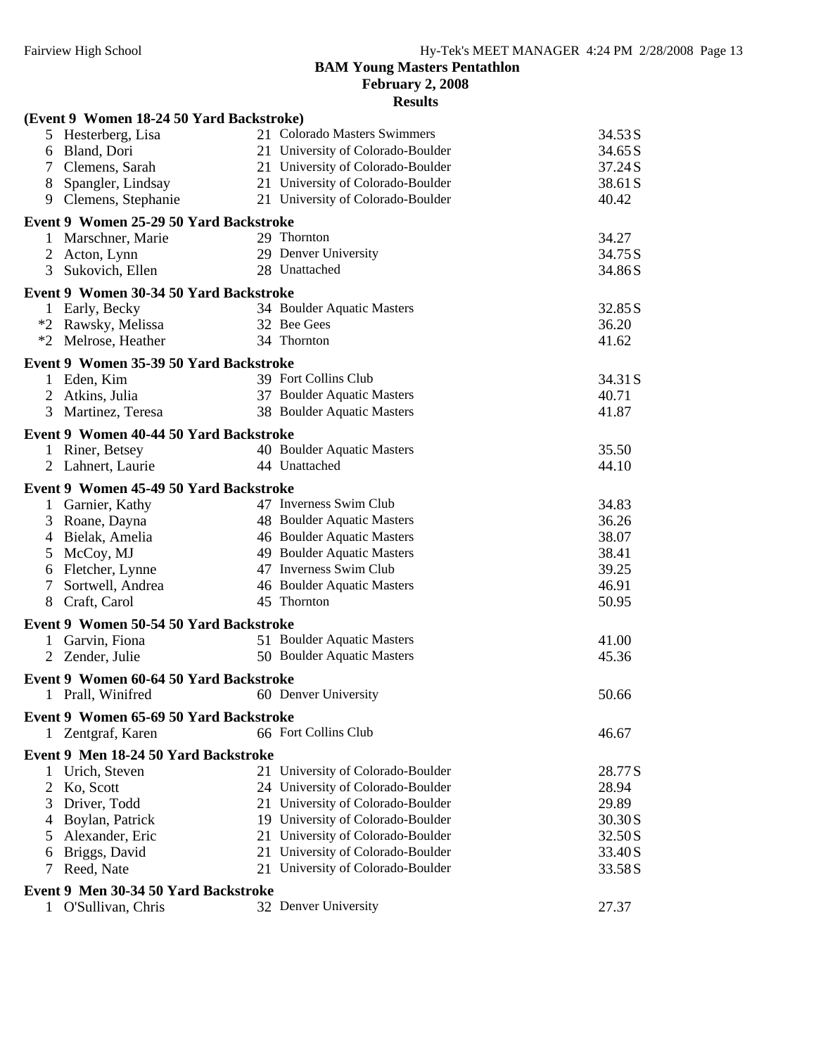**BAM Young Masters Pentathlon**
**February 2, 2008**
**Results**

**(Event 9 Women 18-24 50 Yard Backstroke)**

| Place | Name | Age | Team | Time |
|---|---|---|---|---|
| 5 | Hesterberg, Lisa | 21 | Colorado Masters Swimmers | 34.53 S |
| 6 | Bland, Dori | 21 | University of Colorado-Boulder | 34.65 S |
| 7 | Clemens, Sarah | 21 | University of Colorado-Boulder | 37.24 S |
| 8 | Spangler, Lindsay | 21 | University of Colorado-Boulder | 38.61 S |
| 9 | Clemens, Stephanie | 21 | University of Colorado-Boulder | 40.42 |

**Event 9 Women 25-29 50 Yard Backstroke**

| Place | Name | Age | Team | Time |
|---|---|---|---|---|
| 1 | Marschner, Marie | 29 | Thornton | 34.27 |
| 2 | Acton, Lynn | 29 | Denver University | 34.75 S |
| 3 | Sukovich, Ellen | 28 | Unattached | 34.86 S |

**Event 9 Women 30-34 50 Yard Backstroke**

| Place | Name | Age | Team | Time |
|---|---|---|---|---|
| 1 | Early, Becky | 34 | Boulder Aquatic Masters | 32.85 S |
| *2 | Rawsky, Melissa | 32 | Bee Gees | 36.20 |
| *2 | Melrose, Heather | 34 | Thornton | 41.62 |

**Event 9 Women 35-39 50 Yard Backstroke**

| Place | Name | Age | Team | Time |
|---|---|---|---|---|
| 1 | Eden, Kim | 39 | Fort Collins Club | 34.31 S |
| 2 | Atkins, Julia | 37 | Boulder Aquatic Masters | 40.71 |
| 3 | Martinez, Teresa | 38 | Boulder Aquatic Masters | 41.87 |

**Event 9 Women 40-44 50 Yard Backstroke**

| Place | Name | Age | Team | Time |
|---|---|---|---|---|
| 1 | Riner, Betsey | 40 | Boulder Aquatic Masters | 35.50 |
| 2 | Lahnert, Laurie | 44 | Unattached | 44.10 |

**Event 9 Women 45-49 50 Yard Backstroke**

| Place | Name | Age | Team | Time |
|---|---|---|---|---|
| 1 | Garnier, Kathy | 47 | Inverness Swim Club | 34.83 |
| 3 | Roane, Dayna | 48 | Boulder Aquatic Masters | 36.26 |
| 4 | Bielak, Amelia | 46 | Boulder Aquatic Masters | 38.07 |
| 5 | McCoy, MJ | 49 | Boulder Aquatic Masters | 38.41 |
| 6 | Fletcher, Lynne | 47 | Inverness Swim Club | 39.25 |
| 7 | Sortwell, Andrea | 46 | Boulder Aquatic Masters | 46.91 |
| 8 | Craft, Carol | 45 | Thornton | 50.95 |

**Event 9 Women 50-54 50 Yard Backstroke**

| Place | Name | Age | Team | Time |
|---|---|---|---|---|
| 1 | Garvin, Fiona | 51 | Boulder Aquatic Masters | 41.00 |
| 2 | Zender, Julie | 50 | Boulder Aquatic Masters | 45.36 |

**Event 9 Women 60-64 50 Yard Backstroke**

| Place | Name | Age | Team | Time |
|---|---|---|---|---|
| 1 | Prall, Winifred | 60 | Denver University | 50.66 |

**Event 9 Women 65-69 50 Yard Backstroke**

| Place | Name | Age | Team | Time |
|---|---|---|---|---|
| 1 | Zentgraf, Karen | 66 | Fort Collins Club | 46.67 |

**Event 9 Men 18-24 50 Yard Backstroke**

| Place | Name | Age | Team | Time |
|---|---|---|---|---|
| 1 | Urich, Steven | 21 | University of Colorado-Boulder | 28.77 S |
| 2 | Ko, Scott | 24 | University of Colorado-Boulder | 28.94 |
| 3 | Driver, Todd | 21 | University of Colorado-Boulder | 29.89 |
| 4 | Boylan, Patrick | 19 | University of Colorado-Boulder | 30.30 S |
| 5 | Alexander, Eric | 21 | University of Colorado-Boulder | 32.50 S |
| 6 | Briggs, David | 21 | University of Colorado-Boulder | 33.40 S |
| 7 | Reed, Nate | 21 | University of Colorado-Boulder | 33.58 S |

**Event 9 Men 30-34 50 Yard Backstroke**

| Place | Name | Age | Team | Time |
|---|---|---|---|---|
| 1 | O'Sullivan, Chris | 32 | Denver University | 27.37 |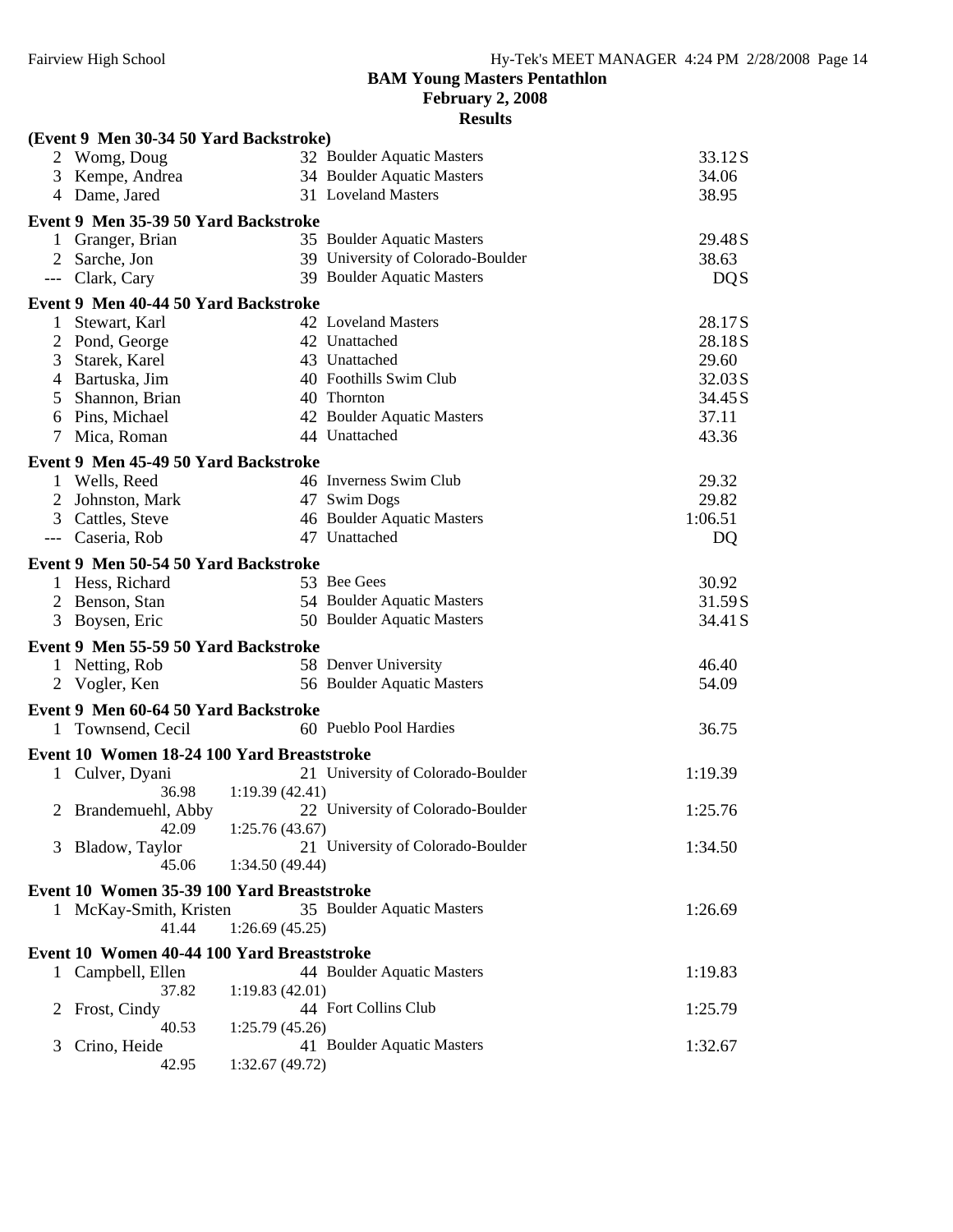**BAM Young Masters Pentathlon**
**February 2, 2008**
**Results**

**(Event 9 Men 30-34 50 Yard Backstroke)**

| Place | Name | Age | Team | Time |
|---|---|---|---|---|
| 2 | Womg, Doug | 32 | Boulder Aquatic Masters | 33.12S |
| 3 | Kempe, Andrea | 34 | Boulder Aquatic Masters | 34.06 |
| 4 | Dame, Jared | 31 | Loveland Masters | 38.95 |

**Event 9 Men 35-39 50 Yard Backstroke**

| Place | Name | Age | Team | Time |
|---|---|---|---|---|
| 1 | Granger, Brian | 35 | Boulder Aquatic Masters | 29.48S |
| 2 | Sarche, Jon | 39 | University of Colorado-Boulder | 38.63 |
| --- | Clark, Cary | 39 | Boulder Aquatic Masters | DQS |

**Event 9 Men 40-44 50 Yard Backstroke**

| Place | Name | Age | Team | Time |
|---|---|---|---|---|
| 1 | Stewart, Karl | 42 | Loveland Masters | 28.17S |
| 2 | Pond, George | 42 | Unattached | 28.18S |
| 3 | Starek, Karel | 43 | Unattached | 29.60 |
| 4 | Bartuska, Jim | 40 | Foothills Swim Club | 32.03S |
| 5 | Shannon, Brian | 40 | Thornton | 34.45S |
| 6 | Pins, Michael | 42 | Boulder Aquatic Masters | 37.11 |
| 7 | Mica, Roman | 44 | Unattached | 43.36 |

**Event 9 Men 45-49 50 Yard Backstroke**

| Place | Name | Age | Team | Time |
|---|---|---|---|---|
| 1 | Wells, Reed | 46 | Inverness Swim Club | 29.32 |
| 2 | Johnston, Mark | 47 | Swim Dogs | 29.82 |
| 3 | Cattles, Steve | 46 | Boulder Aquatic Masters | 1:06.51 |
| --- | Caseria, Rob | 47 | Unattached | DQ |

**Event 9 Men 50-54 50 Yard Backstroke**

| Place | Name | Age | Team | Time |
|---|---|---|---|---|
| 1 | Hess, Richard | 53 | Bee Gees | 30.92 |
| 2 | Benson, Stan | 54 | Boulder Aquatic Masters | 31.59S |
| 3 | Boysen, Eric | 50 | Boulder Aquatic Masters | 34.41S |

**Event 9 Men 55-59 50 Yard Backstroke**

| Place | Name | Age | Team | Time |
|---|---|---|---|---|
| 1 | Netting, Rob | 58 | Denver University | 46.40 |
| 2 | Vogler, Ken | 56 | Boulder Aquatic Masters | 54.09 |

**Event 9 Men 60-64 50 Yard Backstroke**

| Place | Name | Age | Team | Time |
|---|---|---|---|---|
| 1 | Townsend, Cecil | 60 | Pueblo Pool Hardies | 36.75 |

**Event 10 Women 18-24 100 Yard Breaststroke**

| Place | Name | Age | Team | Time |
|---|---|---|---|---|
| 1 | Culver, Dyani | 21 | University of Colorado-Boulder | 1:19.39 |
| | 36.98 &nbsp; 1:19.39 (42.41) | | | |
| 2 | Brandemuehl, Abby | 22 | University of Colorado-Boulder | 1:25.76 |
| | 42.09 &nbsp; 1:25.76 (43.67) | | | |
| 3 | Bladow, Taylor | 21 | University of Colorado-Boulder | 1:34.50 |
| | 45.06 &nbsp; 1:34.50 (49.44) | | | |

**Event 10 Women 35-39 100 Yard Breaststroke**

| Place | Name | Age | Team | Time |
|---|---|---|---|---|
| 1 | McKay-Smith, Kristen | 35 | Boulder Aquatic Masters | 1:26.69 |
| | 41.44 &nbsp; 1:26.69 (45.25) | | | |

**Event 10 Women 40-44 100 Yard Breaststroke**

| Place | Name | Age | Team | Time |
|---|---|---|---|---|
| 1 | Campbell, Ellen | 44 | Boulder Aquatic Masters | 1:19.83 |
| | 37.82 &nbsp; 1:19.83 (42.01) | | | |
| 2 | Frost, Cindy | 44 | Fort Collins Club | 1:25.79 |
| | 40.53 &nbsp; 1:25.79 (45.26) | | | |
| 3 | Crino, Heide | 41 | Boulder Aquatic Masters | 1:32.67 |
| | 42.95 &nbsp; 1:32.67 (49.72) | | | |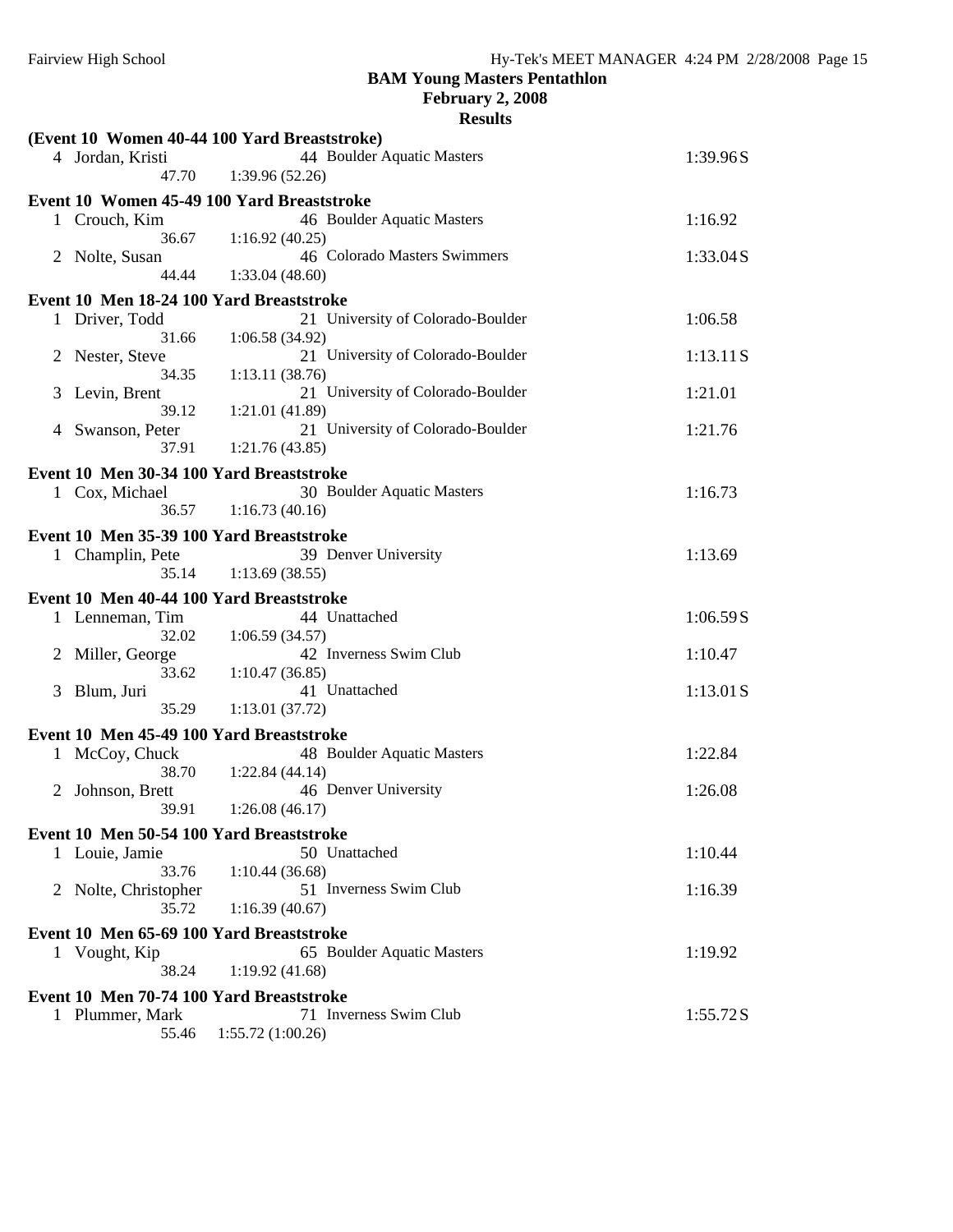**BAM Young Masters Pentathlon**

**February 2, 2008**

**Results**

**(Event 10 Women 40-44 100 Yard Breaststroke)**

| Place | Name | Age | Team | Time |
|---|---|---|---|---|
| 4 | Jordan, Kristi | 44 | Boulder Aquatic Masters | 1:39.96 S |
| | 47.70 | 1:39.96 (52.26) | | |

**Event 10 Women 45-49 100 Yard Breaststroke**

| Place | Name | Age | Team | Time |
|---|---|---|---|---|
| 1 | Crouch, Kim | 46 | Boulder Aquatic Masters | 1:16.92 |
| | 36.67 | 1:16.92 (40.25) | | |
| 2 | Nolte, Susan | 46 | Colorado Masters Swimmers | 1:33.04 S |
| | 44.44 | 1:33.04 (48.60) | | |

**Event 10 Men 18-24 100 Yard Breaststroke**

| Place | Name | Age | Team | Time |
|---|---|---|---|---|
| 1 | Driver, Todd | 21 | University of Colorado-Boulder | 1:06.58 |
| | 31.66 | 1:06.58 (34.92) | | |
| 2 | Nester, Steve | 21 | University of Colorado-Boulder | 1:13.11 S |
| | 34.35 | 1:13.11 (38.76) | | |
| 3 | Levin, Brent | 21 | University of Colorado-Boulder | 1:21.01 |
| | 39.12 | 1:21.01 (41.89) | | |
| 4 | Swanson, Peter | 21 | University of Colorado-Boulder | 1:21.76 |
| | 37.91 | 1:21.76 (43.85) | | |

**Event 10 Men 30-34 100 Yard Breaststroke**

| Place | Name | Age | Team | Time |
|---|---|---|---|---|
| 1 | Cox, Michael | 30 | Boulder Aquatic Masters | 1:16.73 |
| | 36.57 | 1:16.73 (40.16) | | |

**Event 10 Men 35-39 100 Yard Breaststroke**

| Place | Name | Age | Team | Time |
|---|---|---|---|---|
| 1 | Champlin, Pete | 39 | Denver University | 1:13.69 |
| | 35.14 | 1:13.69 (38.55) | | |

**Event 10 Men 40-44 100 Yard Breaststroke**

| Place | Name | Age | Team | Time |
|---|---|---|---|---|
| 1 | Lenneman, Tim | 44 | Unattached | 1:06.59 S |
| | 32.02 | 1:06.59 (34.57) | | |
| 2 | Miller, George | 42 | Inverness Swim Club | 1:10.47 |
| | 33.62 | 1:10.47 (36.85) | | |
| 3 | Blum, Juri | 41 | Unattached | 1:13.01 S |
| | 35.29 | 1:13.01 (37.72) | | |

**Event 10 Men 45-49 100 Yard Breaststroke**

| Place | Name | Age | Team | Time |
|---|---|---|---|---|
| 1 | McCoy, Chuck | 48 | Boulder Aquatic Masters | 1:22.84 |
| | 38.70 | 1:22.84 (44.14) | | |
| 2 | Johnson, Brett | 46 | Denver University | 1:26.08 |
| | 39.91 | 1:26.08 (46.17) | | |

**Event 10 Men 50-54 100 Yard Breaststroke**

| Place | Name | Age | Team | Time |
|---|---|---|---|---|
| 1 | Louie, Jamie | 50 | Unattached | 1:10.44 |
| | 33.76 | 1:10.44 (36.68) | | |
| 2 | Nolte, Christopher | 51 | Inverness Swim Club | 1:16.39 |
| | 35.72 | 1:16.39 (40.67) | | |

**Event 10 Men 65-69 100 Yard Breaststroke**

| Place | Name | Age | Team | Time |
|---|---|---|---|---|
| 1 | Vought, Kip | 65 | Boulder Aquatic Masters | 1:19.92 |
| | 38.24 | 1:19.92 (41.68) | | |

**Event 10 Men 70-74 100 Yard Breaststroke**

| Place | Name | Age | Team | Time |
|---|---|---|---|---|
| 1 | Plummer, Mark | 71 | Inverness Swim Club | 1:55.72 S |
| | 55.46 | 1:55.72 (1:00.26) | | |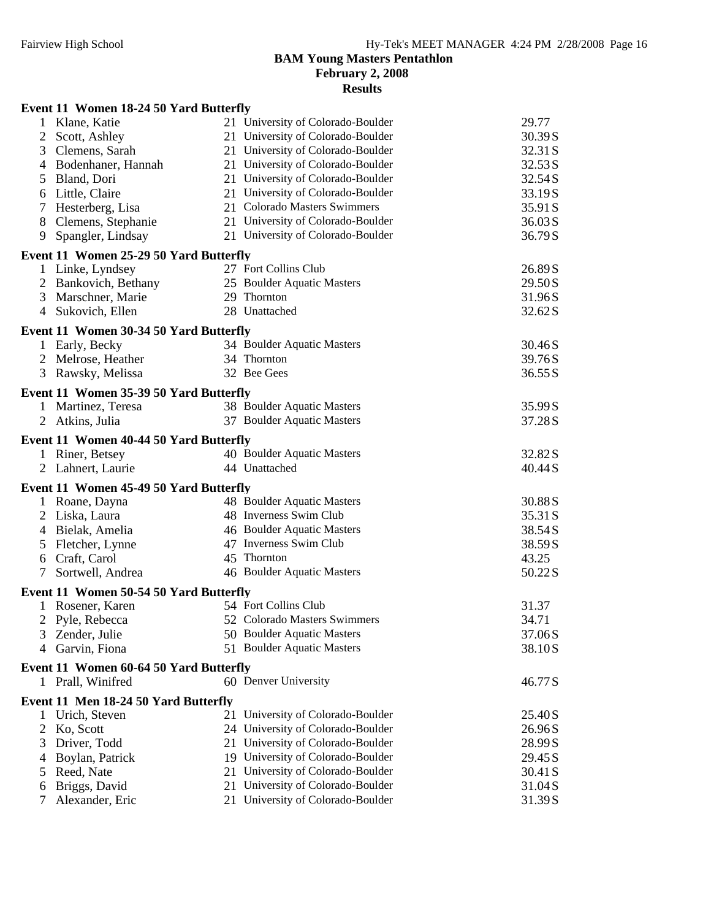**BAM Young Masters Pentathlon**
**February 2, 2008**
**Results**

### Event 11 Women 18-24 50 Yard Butterfly

| Place | Name | Age | Team | Time |
|---|---|---|---|---|
| 1 | Klane, Katie | 21 | University of Colorado-Boulder | 29.77 |
| 2 | Scott, Ashley | 21 | University of Colorado-Boulder | 30.39S |
| 3 | Clemens, Sarah | 21 | University of Colorado-Boulder | 32.31S |
| 4 | Bodenhaner, Hannah | 21 | University of Colorado-Boulder | 32.53S |
| 5 | Bland, Dori | 21 | University of Colorado-Boulder | 32.54S |
| 6 | Little, Claire | 21 | University of Colorado-Boulder | 33.19S |
| 7 | Hesterberg, Lisa | 21 | Colorado Masters Swimmers | 35.91S |
| 8 | Clemens, Stephanie | 21 | University of Colorado-Boulder | 36.03S |
| 9 | Spangler, Lindsay | 21 | University of Colorado-Boulder | 36.79S |

### Event 11 Women 25-29 50 Yard Butterfly

| Place | Name | Age | Team | Time |
|---|---|---|---|---|
| 1 | Linke, Lyndsey | 27 | Fort Collins Club | 26.89S |
| 2 | Bankovich, Bethany | 25 | Boulder Aquatic Masters | 29.50S |
| 3 | Marschner, Marie | 29 | Thornton | 31.96S |
| 4 | Sukovich, Ellen | 28 | Unattached | 32.62S |

### Event 11 Women 30-34 50 Yard Butterfly

| Place | Name | Age | Team | Time |
|---|---|---|---|---|
| 1 | Early, Becky | 34 | Boulder Aquatic Masters | 30.46S |
| 2 | Melrose, Heather | 34 | Thornton | 39.76S |
| 3 | Rawsky, Melissa | 32 | Bee Gees | 36.55S |

### Event 11 Women 35-39 50 Yard Butterfly

| Place | Name | Age | Team | Time |
|---|---|---|---|---|
| 1 | Martinez, Teresa | 38 | Boulder Aquatic Masters | 35.99S |
| 2 | Atkins, Julia | 37 | Boulder Aquatic Masters | 37.28S |

### Event 11 Women 40-44 50 Yard Butterfly

| Place | Name | Age | Team | Time |
|---|---|---|---|---|
| 1 | Riner, Betsey | 40 | Boulder Aquatic Masters | 32.82S |
| 2 | Lahnert, Laurie | 44 | Unattached | 40.44S |

### Event 11 Women 45-49 50 Yard Butterfly

| Place | Name | Age | Team | Time |
|---|---|---|---|---|
| 1 | Roane, Dayna | 48 | Boulder Aquatic Masters | 30.88S |
| 2 | Liska, Laura | 48 | Inverness Swim Club | 35.31S |
| 4 | Bielak, Amelia | 46 | Boulder Aquatic Masters | 38.54S |
| 5 | Fletcher, Lynne | 47 | Inverness Swim Club | 38.59S |
| 6 | Craft, Carol | 45 | Thornton | 43.25 |
| 7 | Sortwell, Andrea | 46 | Boulder Aquatic Masters | 50.22S |

### Event 11 Women 50-54 50 Yard Butterfly

| Place | Name | Age | Team | Time |
|---|---|---|---|---|
| 1 | Rosener, Karen | 54 | Fort Collins Club | 31.37 |
| 2 | Pyle, Rebecca | 52 | Colorado Masters Swimmers | 34.71 |
| 3 | Zender, Julie | 50 | Boulder Aquatic Masters | 37.06S |
| 4 | Garvin, Fiona | 51 | Boulder Aquatic Masters | 38.10S |

### Event 11 Women 60-64 50 Yard Butterfly

| Place | Name | Age | Team | Time |
|---|---|---|---|---|
| 1 | Prall, Winifred | 60 | Denver University | 46.77S |

### Event 11 Men 18-24 50 Yard Butterfly

| Place | Name | Age | Team | Time |
|---|---|---|---|---|
| 1 | Urich, Steven | 21 | University of Colorado-Boulder | 25.40S |
| 2 | Ko, Scott | 24 | University of Colorado-Boulder | 26.96S |
| 3 | Driver, Todd | 21 | University of Colorado-Boulder | 28.99S |
| 4 | Boylan, Patrick | 19 | University of Colorado-Boulder | 29.45S |
| 5 | Reed, Nate | 21 | University of Colorado-Boulder | 30.41S |
| 6 | Briggs, David | 21 | University of Colorado-Boulder | 31.04S |
| 7 | Alexander, Eric | 21 | University of Colorado-Boulder | 31.39S |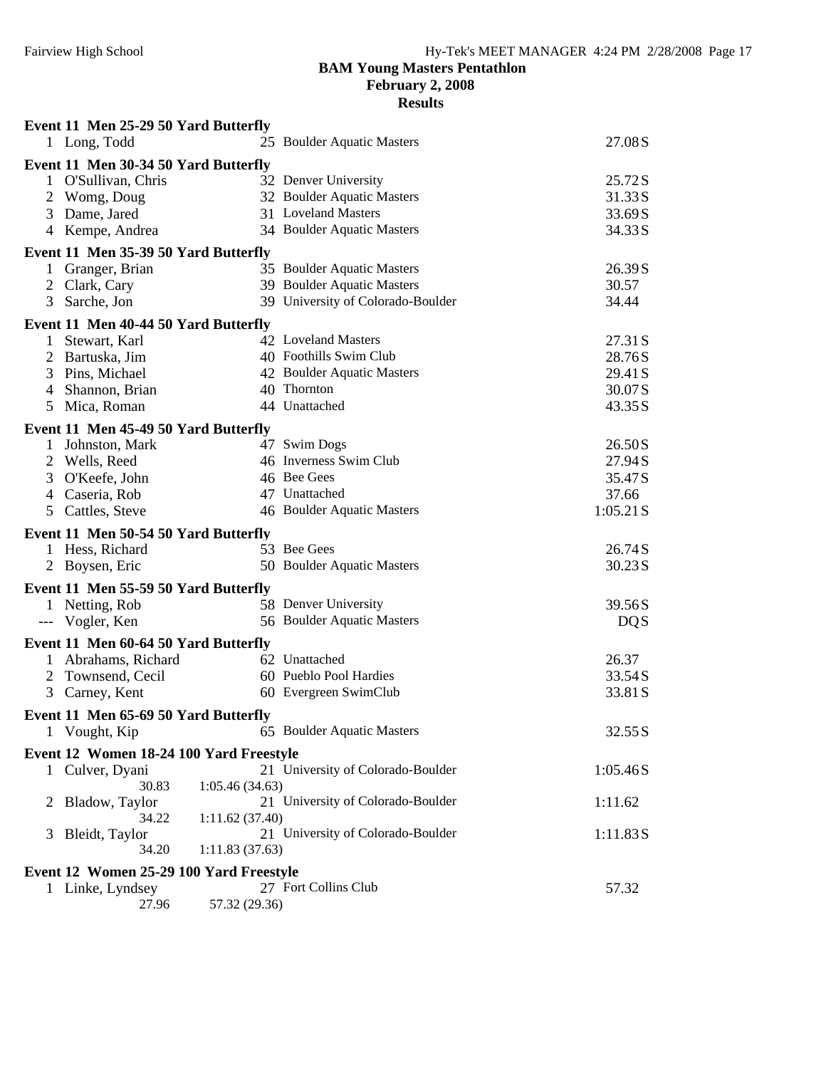**BAM Young Masters Pentathlon**
**February 2, 2008**
**Results**

**Event 11 Men 25-29 50 Yard Butterfly**

| | Name | Age | Team | Time |
|---|---|---|---|---|
| 1 | Long, Todd | 25 | Boulder Aquatic Masters | 27.08S |

**Event 11 Men 30-34 50 Yard Butterfly**

| | Name | Age | Team | Time |
|---|---|---|---|---|
| 1 | O'Sullivan, Chris | 32 | Denver University | 25.72S |
| 2 | Womg, Doug | 32 | Boulder Aquatic Masters | 31.33S |
| 3 | Dame, Jared | 31 | Loveland Masters | 33.69S |
| 4 | Kempe, Andrea | 34 | Boulder Aquatic Masters | 34.33S |

**Event 11 Men 35-39 50 Yard Butterfly**

| | Name | Age | Team | Time |
|---|---|---|---|---|
| 1 | Granger, Brian | 35 | Boulder Aquatic Masters | 26.39S |
| 2 | Clark, Cary | 39 | Boulder Aquatic Masters | 30.57 |
| 3 | Sarche, Jon | 39 | University of Colorado-Boulder | 34.44 |

**Event 11 Men 40-44 50 Yard Butterfly**

| | Name | Age | Team | Time |
|---|---|---|---|---|
| 1 | Stewart, Karl | 42 | Loveland Masters | 27.31S |
| 2 | Bartuska, Jim | 40 | Foothills Swim Club | 28.76S |
| 3 | Pins, Michael | 42 | Boulder Aquatic Masters | 29.41S |
| 4 | Shannon, Brian | 40 | Thornton | 30.07S |
| 5 | Mica, Roman | 44 | Unattached | 43.35S |

**Event 11 Men 45-49 50 Yard Butterfly**

| | Name | Age | Team | Time |
|---|---|---|---|---|
| 1 | Johnston, Mark | 47 | Swim Dogs | 26.50S |
| 2 | Wells, Reed | 46 | Inverness Swim Club | 27.94S |
| 3 | O'Keefe, John | 46 | Bee Gees | 35.47S |
| 4 | Caseria, Rob | 47 | Unattached | 37.66 |
| 5 | Cattles, Steve | 46 | Boulder Aquatic Masters | 1:05.21S |

**Event 11 Men 50-54 50 Yard Butterfly**

| | Name | Age | Team | Time |
|---|---|---|---|---|
| 1 | Hess, Richard | 53 | Bee Gees | 26.74S |
| 2 | Boysen, Eric | 50 | Boulder Aquatic Masters | 30.23S |

**Event 11 Men 55-59 50 Yard Butterfly**

| | Name | Age | Team | Time |
|---|---|---|---|---|
| 1 | Netting, Rob | 58 | Denver University | 39.56S |
| --- | Vogler, Ken | 56 | Boulder Aquatic Masters | DQS |

**Event 11 Men 60-64 50 Yard Butterfly**

| | Name | Age | Team | Time |
|---|---|---|---|---|
| 1 | Abrahams, Richard | 62 | Unattached | 26.37 |
| 2 | Townsend, Cecil | 60 | Pueblo Pool Hardies | 33.54S |
| 3 | Carney, Kent | 60 | Evergreen SwimClub | 33.81S |

**Event 11 Men 65-69 50 Yard Butterfly**

| | Name | Age | Team | Time |
|---|---|---|---|---|
| 1 | Vought, Kip | 65 | Boulder Aquatic Masters | 32.55S |

**Event 12 Women 18-24 100 Yard Freestyle**

| | Name | Age | Team | Time |
|---|---|---|---|---|
| 1 | Culver, Dyani | 21 | University of Colorado-Boulder | 1:05.46S |
| | 30.83 | 1:05.46 (34.63) | | |
| 2 | Bladow, Taylor | 21 | University of Colorado-Boulder | 1:11.62 |
| | 34.22 | 1:11.62 (37.40) | | |
| 3 | Bleidt, Taylor | 21 | University of Colorado-Boulder | 1:11.83S |
| | 34.20 | 1:11.83 (37.63) | | |

**Event 12 Women 25-29 100 Yard Freestyle**

| | Name | Age | Team | Time |
|---|---|---|---|---|
| 1 | Linke, Lyndsey | 27 | Fort Collins Club | 57.32 |
| | 27.96 | 57.32 (29.36) | | |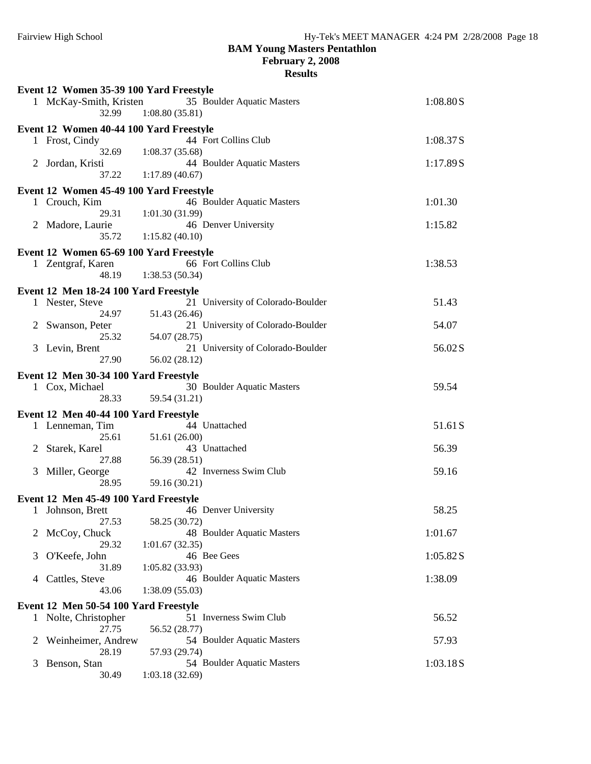**BAM Young Masters Pentathlon**
**February 2, 2008**
**Results**

**Event 12 Women 35-39 100 Yard Freestyle**

| Place | Name | Age | Team | Finals Time |
|---|---|---|---|---|
| 1 | McKay-Smith, Kristen | 35 | Boulder Aquatic Masters | 1:08.80S |
| | 32.99 | 1:08.80 (35.81) | | |

**Event 12 Women 40-44 100 Yard Freestyle**

| Place | Name | Age | Team | Finals Time |
|---|---|---|---|---|
| 1 | Frost, Cindy | 44 | Fort Collins Club | 1:08.37S |
| | 32.69 | 1:08.37 (35.68) | | |
| 2 | Jordan, Kristi | 44 | Boulder Aquatic Masters | 1:17.89S |
| | 37.22 | 1:17.89 (40.67) | | |

**Event 12 Women 45-49 100 Yard Freestyle**

| Place | Name | Age | Team | Finals Time |
|---|---|---|---|---|
| 1 | Crouch, Kim | 46 | Boulder Aquatic Masters | 1:01.30 |
| | 29.31 | 1:01.30 (31.99) | | |
| 2 | Madore, Laurie | 46 | Denver University | 1:15.82 |
| | 35.72 | 1:15.82 (40.10) | | |

**Event 12 Women 65-69 100 Yard Freestyle**

| Place | Name | Age | Team | Finals Time |
|---|---|---|---|---|
| 1 | Zentgraf, Karen | 66 | Fort Collins Club | 1:38.53 |
| | 48.19 | 1:38.53 (50.34) | | |

**Event 12 Men 18-24 100 Yard Freestyle**

| Place | Name | Age | Team | Finals Time |
|---|---|---|---|---|
| 1 | Nester, Steve | 21 | University of Colorado-Boulder | 51.43 |
| | 24.97 | 51.43 (26.46) | | |
| 2 | Swanson, Peter | 21 | University of Colorado-Boulder | 54.07 |
| | 25.32 | 54.07 (28.75) | | |
| 3 | Levin, Brent | 21 | University of Colorado-Boulder | 56.02S |
| | 27.90 | 56.02 (28.12) | | |

**Event 12 Men 30-34 100 Yard Freestyle**

| Place | Name | Age | Team | Finals Time |
|---|---|---|---|---|
| 1 | Cox, Michael | 30 | Boulder Aquatic Masters | 59.54 |
| | 28.33 | 59.54 (31.21) | | |

**Event 12 Men 40-44 100 Yard Freestyle**

| Place | Name | Age | Team | Finals Time |
|---|---|---|---|---|
| 1 | Lenneman, Tim | 44 | Unattached | 51.61S |
| | 25.61 | 51.61 (26.00) | | |
| 2 | Starek, Karel | 43 | Unattached | 56.39 |
| | 27.88 | 56.39 (28.51) | | |
| 3 | Miller, George | 42 | Inverness Swim Club | 59.16 |
| | 28.95 | 59.16 (30.21) | | |

**Event 12 Men 45-49 100 Yard Freestyle**

| Place | Name | Age | Team | Finals Time |
|---|---|---|---|---|
| 1 | Johnson, Brett | 46 | Denver University | 58.25 |
| | 27.53 | 58.25 (30.72) | | |
| 2 | McCoy, Chuck | 48 | Boulder Aquatic Masters | 1:01.67 |
| | 29.32 | 1:01.67 (32.35) | | |
| 3 | O'Keefe, John | 46 | Bee Gees | 1:05.82S |
| | 31.89 | 1:05.82 (33.93) | | |
| 4 | Cattles, Steve | 46 | Boulder Aquatic Masters | 1:38.09 |
| | 43.06 | 1:38.09 (55.03) | | |

**Event 12 Men 50-54 100 Yard Freestyle**

| Place | Name | Age | Team | Finals Time |
|---|---|---|---|---|
| 1 | Nolte, Christopher | 51 | Inverness Swim Club | 56.52 |
| | 27.75 | 56.52 (28.77) | | |
| 2 | Weinheimer, Andrew | 54 | Boulder Aquatic Masters | 57.93 |
| | 28.19 | 57.93 (29.74) | | |
| 3 | Benson, Stan | 54 | Boulder Aquatic Masters | 1:03.18S |
| | 30.49 | 1:03.18 (32.69) | | |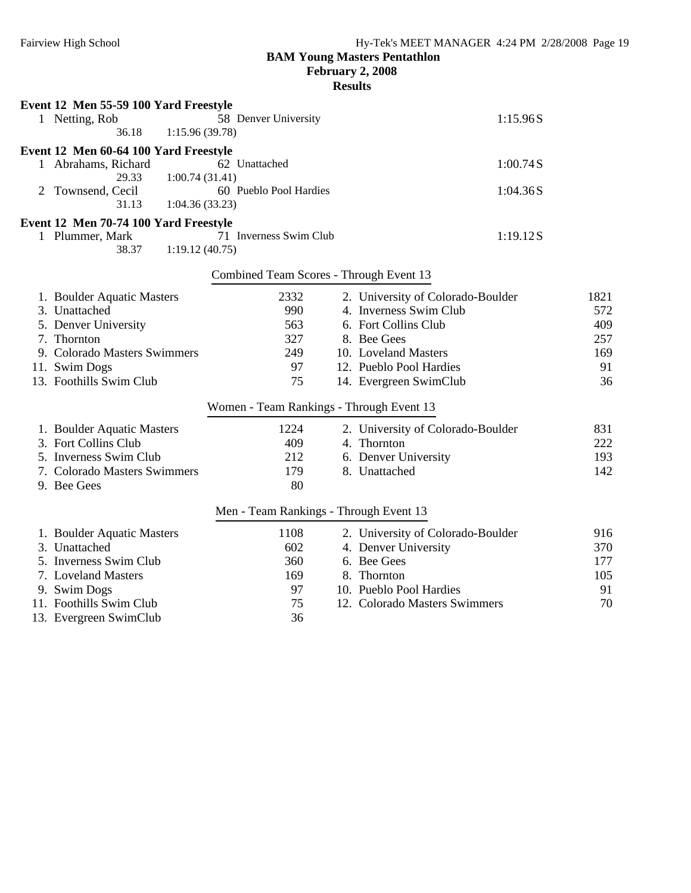**BAM Young Masters Pentathlon**
**February 2, 2008**
**Results**

**Event 12 Men 55-59 100 Yard Freestyle**

| | | | | |
|---|---|---|---|---|
| 1 | Netting, Rob | 58 | Denver University | 1:15.96 S |
| | 36.18 | 1:15.96 (39.78) | | |

**Event 12 Men 60-64 100 Yard Freestyle**

| | | | | |
|---|---|---|---|---|
| 1 | Abrahams, Richard | 62 | Unattached | 1:00.74 S |
| | 29.33 | 1:00.74 (31.41) | | |
| 2 | Townsend, Cecil | 60 | Pueblo Pool Hardies | 1:04.36 S |
| | 31.13 | 1:04.36 (33.23) | | |

**Event 12 Men 70-74 100 Yard Freestyle**

| | | | | |
|---|---|---|---|---|
| 1 | Plummer, Mark | 71 | Inverness Swim Club | 1:19.12 S |
| | 38.37 | 1:19.12 (40.75) | | |

Combined Team Scores - Through Event 13

| | | | |
|---|---|---|---|
| 1. Boulder Aquatic Masters | 2332 | 2. University of Colorado-Boulder | 1821 |
| 3. Unattached | 990 | 4. Inverness Swim Club | 572 |
| 5. Denver University | 563 | 6. Fort Collins Club | 409 |
| 7. Thornton | 327 | 8. Bee Gees | 257 |
| 9. Colorado Masters Swimmers | 249 | 10. Loveland Masters | 169 |
| 11. Swim Dogs | 97 | 12. Pueblo Pool Hardies | 91 |
| 13. Foothills Swim Club | 75 | 14. Evergreen SwimClub | 36 |

Women - Team Rankings - Through Event 13

| | | | |
|---|---|---|---|
| 1. Boulder Aquatic Masters | 1224 | 2. University of Colorado-Boulder | 831 |
| 3. Fort Collins Club | 409 | 4. Thornton | 222 |
| 5. Inverness Swim Club | 212 | 6. Denver University | 193 |
| 7. Colorado Masters Swimmers | 179 | 8. Unattached | 142 |
| 9. Bee Gees | 80 | | |

Men - Team Rankings - Through Event 13

| | | | |
|---|---|---|---|
| 1. Boulder Aquatic Masters | 1108 | 2. University of Colorado-Boulder | 916 |
| 3. Unattached | 602 | 4. Denver University | 370 |
| 5. Inverness Swim Club | 360 | 6. Bee Gees | 177 |
| 7. Loveland Masters | 169 | 8. Thornton | 105 |
| 9. Swim Dogs | 97 | 10. Pueblo Pool Hardies | 91 |
| 11. Foothills Swim Club | 75 | 12. Colorado Masters Swimmers | 70 |
| 13. Evergreen SwimClub | 36 | | |